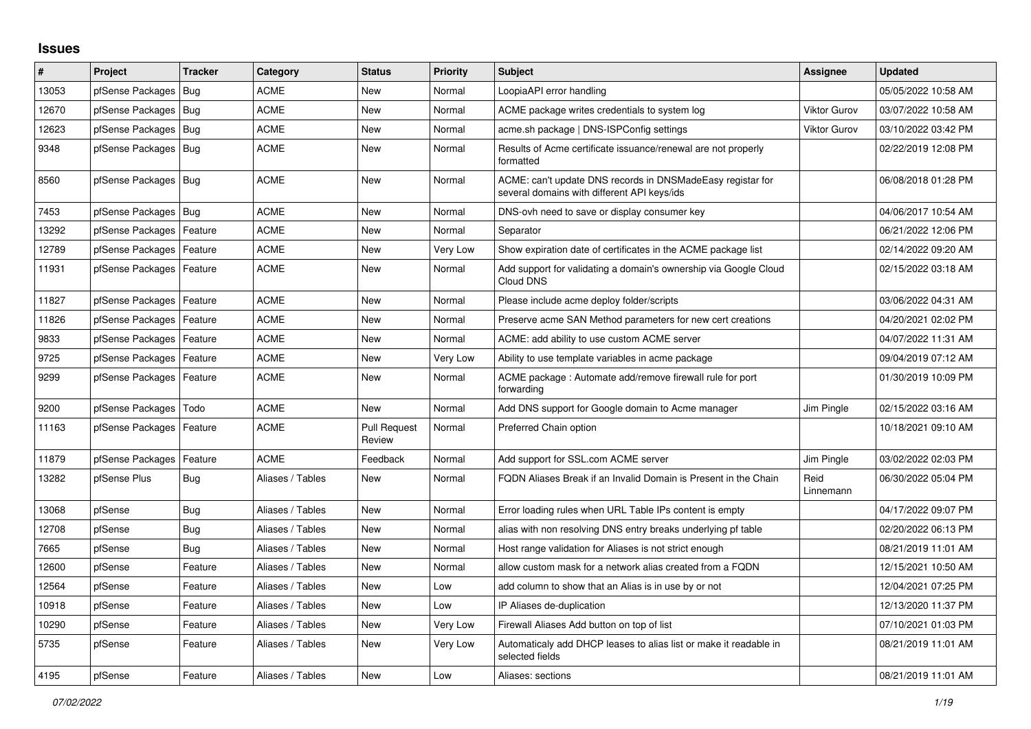# Issues

| # | Project | Tracker | Category | Status | Priority | Subject | Assignee | Updated |
|---|---|---|---|---|---|---|---|---|
| 13053 | pfSense Packages | Bug | ACME | New | Normal | LoopiaAPI error handling | | 05/05/2022 10:58 AM |
| 12670 | pfSense Packages | Bug | ACME | New | Normal | ACME package writes credentials to system log | Viktor Gurov | 03/07/2022 10:58 AM |
| 12623 | pfSense Packages | Bug | ACME | New | Normal | acme.sh package \| DNS-ISPConfig settings | Viktor Gurov | 03/10/2022 03:42 PM |
| 9348 | pfSense Packages | Bug | ACME | New | Normal | Results of Acme certificate issuance/renewal are not properly formatted | | 02/22/2019 12:08 PM |
| 8560 | pfSense Packages | Bug | ACME | New | Normal | ACME: can't update DNS records in DNSMadeEasy registar for several domains with different API keys/ids | | 06/08/2018 01:28 PM |
| 7453 | pfSense Packages | Bug | ACME | New | Normal | DNS-ovh need to save or display consumer key | | 04/06/2017 10:54 AM |
| 13292 | pfSense Packages | Feature | ACME | New | Normal | Separator | | 06/21/2022 12:06 PM |
| 12789 | pfSense Packages | Feature | ACME | New | Very Low | Show expiration date of certificates in the ACME package list | | 02/14/2022 09:20 AM |
| 11931 | pfSense Packages | Feature | ACME | New | Normal | Add support for validating a domain's ownership via Google Cloud Cloud DNS | | 02/15/2022 03:18 AM |
| 11827 | pfSense Packages | Feature | ACME | New | Normal | Please include acme deploy folder/scripts | | 03/06/2022 04:31 AM |
| 11826 | pfSense Packages | Feature | ACME | New | Normal | Preserve acme SAN Method parameters for new cert creations | | 04/20/2021 02:02 PM |
| 9833 | pfSense Packages | Feature | ACME | New | Normal | ACME: add ability to use custom ACME server | | 04/07/2022 11:31 AM |
| 9725 | pfSense Packages | Feature | ACME | New | Very Low | Ability to use template variables in acme package | | 09/04/2019 07:12 AM |
| 9299 | pfSense Packages | Feature | ACME | New | Normal | ACME package : Automate add/remove firewall rule for port forwarding | | 01/30/2019 10:09 PM |
| 9200 | pfSense Packages | Todo | ACME | New | Normal | Add DNS support for Google domain to Acme manager | Jim Pingle | 02/15/2022 03:16 AM |
| 11163 | pfSense Packages | Feature | ACME | Pull Request Review | Normal | Preferred Chain option | | 10/18/2021 09:10 AM |
| 11879 | pfSense Packages | Feature | ACME | Feedback | Normal | Add support for SSL.com ACME server | Jim Pingle | 03/02/2022 02:03 PM |
| 13282 | pfSense Plus | Bug | Aliases / Tables | New | Normal | FQDN Aliases Break if an Invalid Domain is Present in the Chain | Reid Linnemann | 06/30/2022 05:04 PM |
| 13068 | pfSense | Bug | Aliases / Tables | New | Normal | Error loading rules when URL Table IPs content is empty | | 04/17/2022 09:07 PM |
| 12708 | pfSense | Bug | Aliases / Tables | New | Normal | alias with non resolving DNS entry breaks underlying pf table | | 02/20/2022 06:13 PM |
| 7665 | pfSense | Bug | Aliases / Tables | New | Normal | Host range validation for Aliases is not strict enough | | 08/21/2019 11:01 AM |
| 12600 | pfSense | Feature | Aliases / Tables | New | Normal | allow custom mask for a network alias created from a FQDN | | 12/15/2021 10:50 AM |
| 12564 | pfSense | Feature | Aliases / Tables | New | Low | add column to show that an Alias is in use by or not | | 12/04/2021 07:25 PM |
| 10918 | pfSense | Feature | Aliases / Tables | New | Low | IP Aliases de-duplication | | 12/13/2020 11:37 PM |
| 10290 | pfSense | Feature | Aliases / Tables | New | Very Low | Firewall Aliases Add button on top of list | | 07/10/2021 01:03 PM |
| 5735 | pfSense | Feature | Aliases / Tables | New | Very Low | Automaticaly add DHCP leases to alias list or make it readable in selected fields | | 08/21/2019 11:01 AM |
| 4195 | pfSense | Feature | Aliases / Tables | New | Low | Aliases: sections | | 08/21/2019 11:01 AM |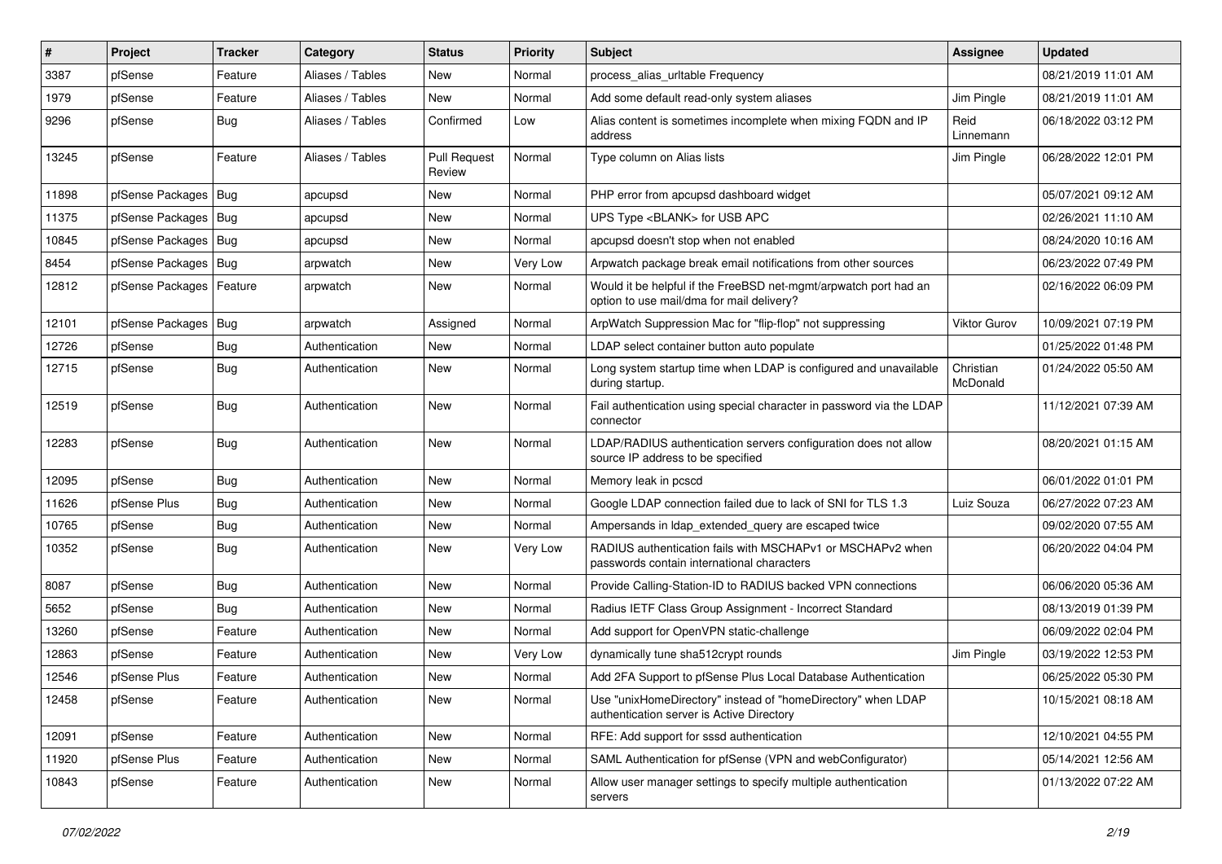| # | Project | Tracker | Category | Status | Priority | Subject | Assignee | Updated |
| --- | --- | --- | --- | --- | --- | --- | --- | --- |
| 3387 | pfSense | Feature | Aliases / Tables | New | Normal | process_alias_urltable Frequency | | 08/21/2019 11:01 AM |
| 1979 | pfSense | Feature | Aliases / Tables | New | Normal | Add some default read-only system aliases | Jim Pingle | 08/21/2019 11:01 AM |
| 9296 | pfSense | Bug | Aliases / Tables | Confirmed | Low | Alias content is sometimes incomplete when mixing FQDN and IP address | Reid Linnemann | 06/18/2022 03:12 PM |
| 13245 | pfSense | Feature | Aliases / Tables | Pull Request Review | Normal | Type column on Alias lists | Jim Pingle | 06/28/2022 12:01 PM |
| 11898 | pfSense Packages | Bug | apcupsd | New | Normal | PHP error from apcupsd dashboard widget | | 05/07/2021 09:12 AM |
| 11375 | pfSense Packages | Bug | apcupsd | New | Normal | UPS Type <BLANK> for USB APC | | 02/26/2021 11:10 AM |
| 10845 | pfSense Packages | Bug | apcupsd | New | Normal | apcupsd doesn't stop when not enabled | | 08/24/2020 10:16 AM |
| 8454 | pfSense Packages | Bug | arpwatch | New | Very Low | Arpwatch package break email notifications from other sources | | 06/23/2022 07:49 PM |
| 12812 | pfSense Packages | Feature | arpwatch | New | Normal | Would it be helpful if the FreeBSD net-mgmt/arpwatch port had an option to use mail/dma for mail delivery? | | 02/16/2022 06:09 PM |
| 12101 | pfSense Packages | Bug | arpwatch | Assigned | Normal | ArpWatch Suppression Mac for "flip-flop" not suppressing | Viktor Gurov | 10/09/2021 07:19 PM |
| 12726 | pfSense | Bug | Authentication | New | Normal | LDAP select container button auto populate | | 01/25/2022 01:48 PM |
| 12715 | pfSense | Bug | Authentication | New | Normal | Long system startup time when LDAP is configured and unavailable during startup. | Christian McDonald | 01/24/2022 05:50 AM |
| 12519 | pfSense | Bug | Authentication | New | Normal | Fail authentication using special character in password via the LDAP connector | | 11/12/2021 07:39 AM |
| 12283 | pfSense | Bug | Authentication | New | Normal | LDAP/RADIUS authentication servers configuration does not allow source IP address to be specified | | 08/20/2021 01:15 AM |
| 12095 | pfSense | Bug | Authentication | New | Normal | Memory leak in pcscd | | 06/01/2022 01:01 PM |
| 11626 | pfSense Plus | Bug | Authentication | New | Normal | Google LDAP connection failed due to lack of SNI for TLS 1.3 | Luiz Souza | 06/27/2022 07:23 AM |
| 10765 | pfSense | Bug | Authentication | New | Normal | Ampersands in ldap_extended_query are escaped twice | | 09/02/2020 07:55 AM |
| 10352 | pfSense | Bug | Authentication | New | Very Low | RADIUS authentication fails with MSCHAPv1 or MSCHAPv2 when passwords contain international characters | | 06/20/2022 04:04 PM |
| 8087 | pfSense | Bug | Authentication | New | Normal | Provide Calling-Station-ID to RADIUS backed VPN connections | | 06/06/2020 05:36 AM |
| 5652 | pfSense | Bug | Authentication | New | Normal | Radius IETF Class Group Assignment - Incorrect Standard | | 08/13/2019 01:39 PM |
| 13260 | pfSense | Feature | Authentication | New | Normal | Add support for OpenVPN static-challenge | | 06/09/2022 02:04 PM |
| 12863 | pfSense | Feature | Authentication | New | Very Low | dynamically tune sha512crypt rounds | Jim Pingle | 03/19/2022 12:53 PM |
| 12546 | pfSense Plus | Feature | Authentication | New | Normal | Add 2FA Support to pfSense Plus Local Database Authentication | | 06/25/2022 05:30 PM |
| 12458 | pfSense | Feature | Authentication | New | Normal | Use "unixHomeDirectory" instead of "homeDirectory" when LDAP authentication server is Active Directory | | 10/15/2021 08:18 AM |
| 12091 | pfSense | Feature | Authentication | New | Normal | RFE: Add support for sssd authentication | | 12/10/2021 04:55 PM |
| 11920 | pfSense Plus | Feature | Authentication | New | Normal | SAML Authentication for pfSense (VPN and webConfigurator) | | 05/14/2021 12:56 AM |
| 10843 | pfSense | Feature | Authentication | New | Normal | Allow user manager settings to specify multiple authentication servers | | 01/13/2022 07:22 AM |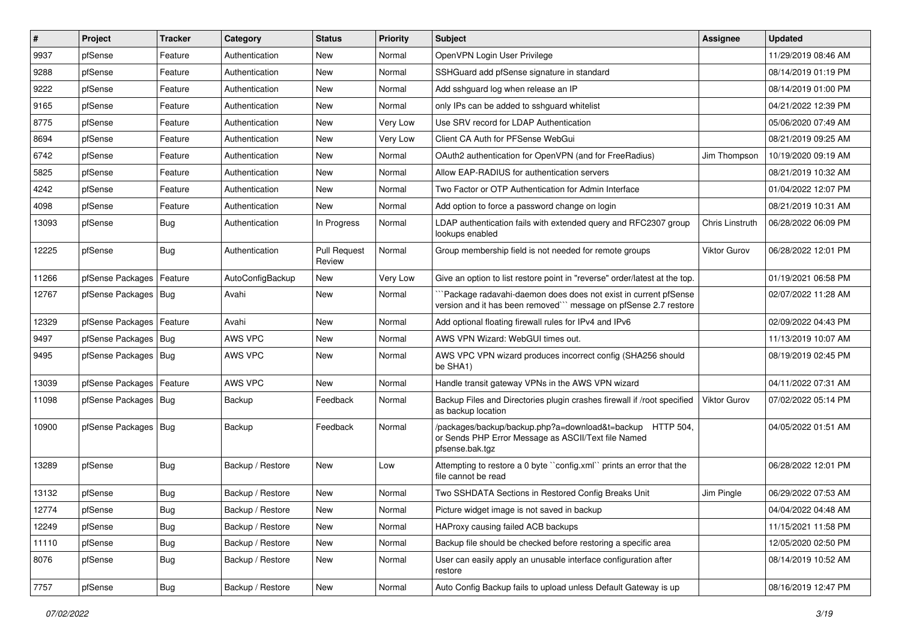| # | Project | Tracker | Category | Status | Priority | Subject | Assignee | Updated |
|---|---|---|---|---|---|---|---|---|
| 9937 | pfSense | Feature | Authentication | New | Normal | OpenVPN Login User Privilege | | 11/29/2019 08:46 AM |
| 9288 | pfSense | Feature | Authentication | New | Normal | SSHGuard add pfSense signature in standard | | 08/14/2019 01:19 PM |
| 9222 | pfSense | Feature | Authentication | New | Normal | Add sshguard log when release an IP | | 08/14/2019 01:00 PM |
| 9165 | pfSense | Feature | Authentication | New | Normal | only IPs can be added to sshguard whitelist | | 04/21/2022 12:39 PM |
| 8775 | pfSense | Feature | Authentication | New | Very Low | Use SRV record for LDAP Authentication | | 05/06/2020 07:49 AM |
| 8694 | pfSense | Feature | Authentication | New | Very Low | Client CA Auth for PFSense WebGui | | 08/21/2019 09:25 AM |
| 6742 | pfSense | Feature | Authentication | New | Normal | OAuth2 authentication for OpenVPN (and for FreeRadius) | Jim Thompson | 10/19/2020 09:19 AM |
| 5825 | pfSense | Feature | Authentication | New | Normal | Allow EAP-RADIUS for authentication servers | | 08/21/2019 10:32 AM |
| 4242 | pfSense | Feature | Authentication | New | Normal | Two Factor or OTP Authentication for Admin Interface | | 01/04/2022 12:07 PM |
| 4098 | pfSense | Feature | Authentication | New | Normal | Add option to force a password change on login | | 08/21/2019 10:31 AM |
| 13093 | pfSense | Bug | Authentication | In Progress | Normal | LDAP authentication fails with extended query and RFC2307 group lookups enabled | Chris Linstruth | 06/28/2022 06:09 PM |
| 12225 | pfSense | Bug | Authentication | Pull Request Review | Normal | Group membership field is not needed for remote groups | Viktor Gurov | 06/28/2022 12:01 PM |
| 11266 | pfSense Packages | Feature | AutoConfigBackup | New | Very Low | Give an option to list restore point in "reverse" order/latest at the top. | | 01/19/2021 06:58 PM |
| 12767 | pfSense Packages | Bug | Avahi | New | Normal | ```Package radavahi-daemon does does not exist in current pfSense version and it has been removed``` message on pfSense 2.7 restore | | 02/07/2022 11:28 AM |
| 12329 | pfSense Packages | Feature | Avahi | New | Normal | Add optional floating firewall rules for IPv4 and IPv6 | | 02/09/2022 04:43 PM |
| 9497 | pfSense Packages | Bug | AWS VPC | New | Normal | AWS VPN Wizard: WebGUI times out. | | 11/13/2019 10:07 AM |
| 9495 | pfSense Packages | Bug | AWS VPC | New | Normal | AWS VPC VPN wizard produces incorrect config (SHA256 should be SHA1) | | 08/19/2019 02:45 PM |
| 13039 | pfSense Packages | Feature | AWS VPC | New | Normal | Handle transit gateway VPNs in the AWS VPN wizard | | 04/11/2022 07:31 AM |
| 11098 | pfSense Packages | Bug | Backup | Feedback | Normal | Backup Files and Directories plugin crashes firewall if /root specified as backup location | Viktor Gurov | 07/02/2022 05:14 PM |
| 10900 | pfSense Packages | Bug | Backup | Feedback | Normal | /packages/backup/backup.php?a=download&t=backup HTTP 504, or Sends PHP Error Message as ASCII/Text file Named pfsense.bak.tgz | | 04/05/2022 01:51 AM |
| 13289 | pfSense | Bug | Backup / Restore | New | Low | Attempting to restore a 0 byte ``config.xml`` prints an error that the file cannot be read | | 06/28/2022 12:01 PM |
| 13132 | pfSense | Bug | Backup / Restore | New | Normal | Two SSHDATA Sections in Restored Config Breaks Unit | Jim Pingle | 06/29/2022 07:53 AM |
| 12774 | pfSense | Bug | Backup / Restore | New | Normal | Picture widget image is not saved in backup | | 04/04/2022 04:48 AM |
| 12249 | pfSense | Bug | Backup / Restore | New | Normal | HAProxy causing failed ACB backups | | 11/15/2021 11:58 PM |
| 11110 | pfSense | Bug | Backup / Restore | New | Normal | Backup file should be checked before restoring a specific area | | 12/05/2020 02:50 PM |
| 8076 | pfSense | Bug | Backup / Restore | New | Normal | User can easily apply an unusable interface configuration after restore | | 08/14/2019 10:52 AM |
| 7757 | pfSense | Bug | Backup / Restore | New | Normal | Auto Config Backup fails to upload unless Default Gateway is up | | 08/16/2019 12:47 PM |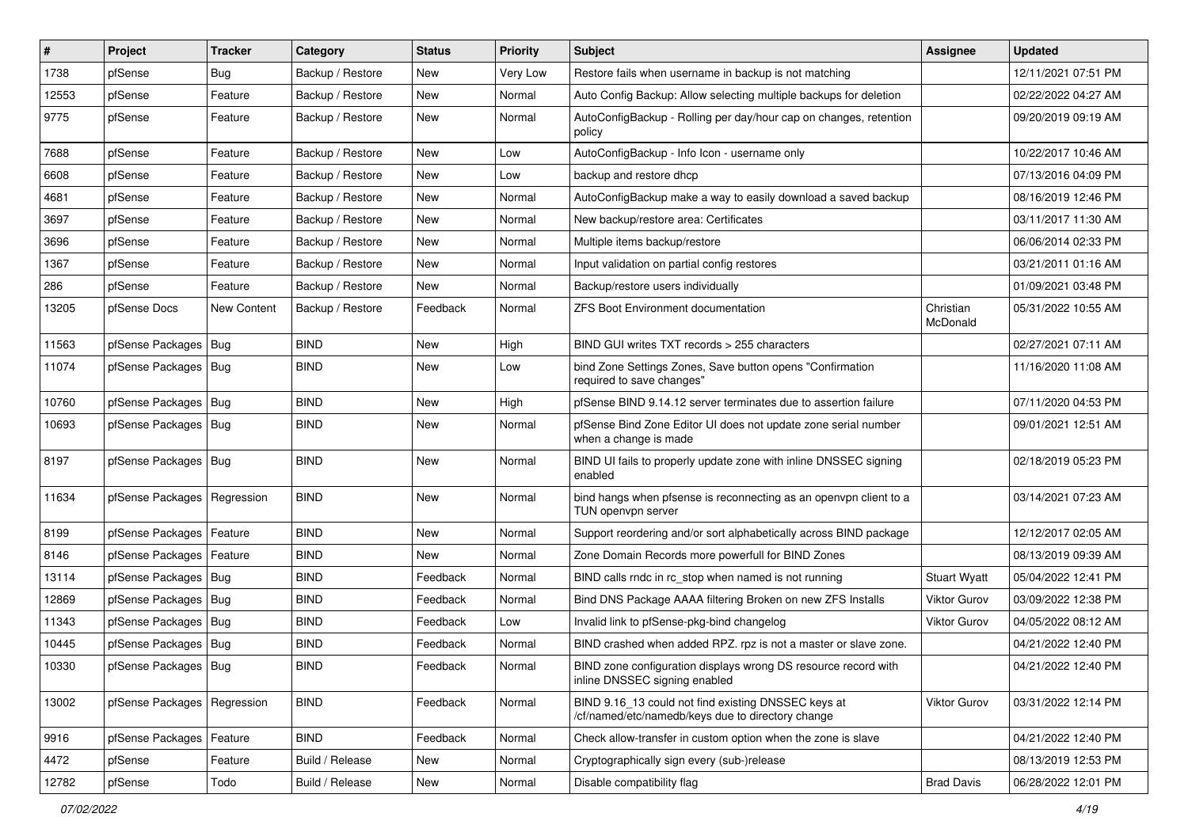| # | Project | Tracker | Category | Status | Priority | Subject | Assignee | Updated |
|---|---|---|---|---|---|---|---|---|
| 1738 | pfSense | Bug | Backup / Restore | New | Very Low | Restore fails when username in backup is not matching | | 12/11/2021 07:51 PM |
| 12553 | pfSense | Feature | Backup / Restore | New | Normal | Auto Config Backup: Allow selecting multiple backups for deletion | | 02/22/2022 04:27 AM |
| 9775 | pfSense | Feature | Backup / Restore | New | Normal | AutoConfigBackup - Rolling per day/hour cap on changes, retention policy | | 09/20/2019 09:19 AM |
| 7688 | pfSense | Feature | Backup / Restore | New | Low | AutoConfigBackup - Info Icon - username only | | 10/22/2017 10:46 AM |
| 6608 | pfSense | Feature | Backup / Restore | New | Low | backup and restore dhcp | | 07/13/2016 04:09 PM |
| 4681 | pfSense | Feature | Backup / Restore | New | Normal | AutoConfigBackup make a way to easily download a saved backup | | 08/16/2019 12:46 PM |
| 3697 | pfSense | Feature | Backup / Restore | New | Normal | New backup/restore area: Certificates | | 03/11/2017 11:30 AM |
| 3696 | pfSense | Feature | Backup / Restore | New | Normal | Multiple items backup/restore | | 06/06/2014 02:33 PM |
| 1367 | pfSense | Feature | Backup / Restore | New | Normal | Input validation on partial config restores | | 03/21/2011 01:16 AM |
| 286 | pfSense | Feature | Backup / Restore | New | Normal | Backup/restore users individually | | 01/09/2021 03:48 PM |
| 13205 | pfSense Docs | New Content | Backup / Restore | Feedback | Normal | ZFS Boot Environment documentation | Christian McDonald | 05/31/2022 10:55 AM |
| 11563 | pfSense Packages | Bug | BIND | New | High | BIND GUI writes TXT records > 255 characters | | 02/27/2021 07:11 AM |
| 11074 | pfSense Packages | Bug | BIND | New | Low | bind Zone Settings Zones, Save button opens "Confirmation required to save changes" | | 11/16/2020 11:08 AM |
| 10760 | pfSense Packages | Bug | BIND | New | High | pfSense BIND 9.14.12 server terminates due to assertion failure | | 07/11/2020 04:53 PM |
| 10693 | pfSense Packages | Bug | BIND | New | Normal | pfSense Bind Zone Editor UI does not update zone serial number when a change is made | | 09/01/2021 12:51 AM |
| 8197 | pfSense Packages | Bug | BIND | New | Normal | BIND UI fails to properly update zone with inline DNSSEC signing enabled | | 02/18/2019 05:23 PM |
| 11634 | pfSense Packages | Regression | BIND | New | Normal | bind hangs when pfsense is reconnecting as an openvpn client to a TUN openvpn server | | 03/14/2021 07:23 AM |
| 8199 | pfSense Packages | Feature | BIND | New | Normal | Support reordering and/or sort alphabetically across BIND package | | 12/12/2017 02:05 AM |
| 8146 | pfSense Packages | Feature | BIND | New | Normal | Zone Domain Records more powerfull for BIND Zones | | 08/13/2019 09:39 AM |
| 13114 | pfSense Packages | Bug | BIND | Feedback | Normal | BIND calls rndc in rc_stop when named is not running | Stuart Wyatt | 05/04/2022 12:41 PM |
| 12869 | pfSense Packages | Bug | BIND | Feedback | Normal | Bind DNS Package AAAA filtering Broken on new ZFS Installs | Viktor Gurov | 03/09/2022 12:38 PM |
| 11343 | pfSense Packages | Bug | BIND | Feedback | Low | Invalid link to pfSense-pkg-bind changelog | Viktor Gurov | 04/05/2022 08:12 AM |
| 10445 | pfSense Packages | Bug | BIND | Feedback | Normal | BIND crashed when added RPZ. rpz is not a master or slave zone. | | 04/21/2022 12:40 PM |
| 10330 | pfSense Packages | Bug | BIND | Feedback | Normal | BIND zone configuration displays wrong DS resource record with inline DNSSEC signing enabled | | 04/21/2022 12:40 PM |
| 13002 | pfSense Packages | Regression | BIND | Feedback | Normal | BIND 9.16_13 could not find existing DNSSEC keys at /cf/named/etc/namedb/keys due to directory change | Viktor Gurov | 03/31/2022 12:14 PM |
| 9916 | pfSense Packages | Feature | BIND | Feedback | Normal | Check allow-transfer in custom option when the zone is slave | | 04/21/2022 12:40 PM |
| 4472 | pfSense | Feature | Build / Release | New | Normal | Cryptographically sign every (sub-)release | | 08/13/2019 12:53 PM |
| 12782 | pfSense | Todo | Build / Release | New | Normal | Disable compatibility flag | Brad Davis | 06/28/2022 12:01 PM |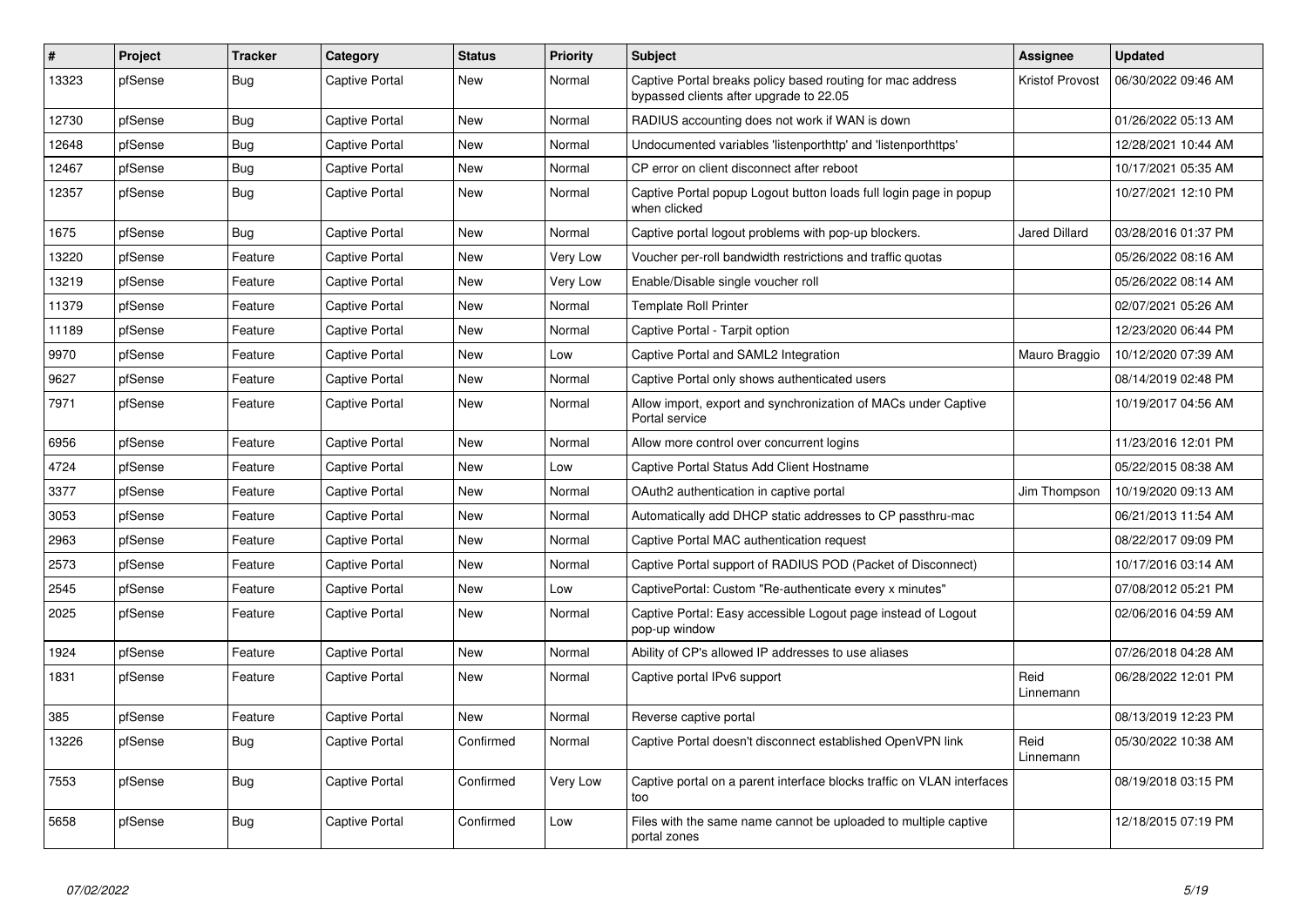| # | Project | Tracker | Category | Status | Priority | Subject | Assignee | Updated |
|---|---|---|---|---|---|---|---|---|
| 13323 | pfSense | Bug | Captive Portal | New | Normal | Captive Portal breaks policy based routing for mac address bypassed clients after upgrade to 22.05 | Kristof Provost | 06/30/2022 09:46 AM |
| 12730 | pfSense | Bug | Captive Portal | New | Normal | RADIUS accounting does not work if WAN is down | | 01/26/2022 05:13 AM |
| 12648 | pfSense | Bug | Captive Portal | New | Normal | Undocumented variables 'listenporthttp' and 'listenporthttps' | | 12/28/2021 10:44 AM |
| 12467 | pfSense | Bug | Captive Portal | New | Normal | CP error on client disconnect after reboot | | 10/17/2021 05:35 AM |
| 12357 | pfSense | Bug | Captive Portal | New | Normal | Captive Portal popup Logout button loads full login page in popup when clicked | | 10/27/2021 12:10 PM |
| 1675 | pfSense | Bug | Captive Portal | New | Normal | Captive portal logout problems with pop-up blockers. | Jared Dillard | 03/28/2016 01:37 PM |
| 13220 | pfSense | Feature | Captive Portal | New | Very Low | Voucher per-roll bandwidth restrictions and traffic quotas | | 05/26/2022 08:16 AM |
| 13219 | pfSense | Feature | Captive Portal | New | Very Low | Enable/Disable single voucher roll | | 05/26/2022 08:14 AM |
| 11379 | pfSense | Feature | Captive Portal | New | Normal | Template Roll Printer | | 02/07/2021 05:26 AM |
| 11189 | pfSense | Feature | Captive Portal | New | Normal | Captive Portal - Tarpit option | | 12/23/2020 06:44 PM |
| 9970 | pfSense | Feature | Captive Portal | New | Low | Captive Portal and SAML2 Integration | Mauro Braggio | 10/12/2020 07:39 AM |
| 9627 | pfSense | Feature | Captive Portal | New | Normal | Captive Portal only shows authenticated users | | 08/14/2019 02:48 PM |
| 7971 | pfSense | Feature | Captive Portal | New | Normal | Allow import, export and synchronization of MACs under Captive Portal service | | 10/19/2017 04:56 AM |
| 6956 | pfSense | Feature | Captive Portal | New | Normal | Allow more control over concurrent logins | | 11/23/2016 12:01 PM |
| 4724 | pfSense | Feature | Captive Portal | New | Low | Captive Portal Status Add Client Hostname | | 05/22/2015 08:38 AM |
| 3377 | pfSense | Feature | Captive Portal | New | Normal | OAuth2 authentication in captive portal | Jim Thompson | 10/19/2020 09:13 AM |
| 3053 | pfSense | Feature | Captive Portal | New | Normal | Automatically add DHCP static addresses to CP passthru-mac | | 06/21/2013 11:54 AM |
| 2963 | pfSense | Feature | Captive Portal | New | Normal | Captive Portal MAC authentication request | | 08/22/2017 09:09 PM |
| 2573 | pfSense | Feature | Captive Portal | New | Normal | Captive Portal support of RADIUS POD (Packet of Disconnect) | | 10/17/2016 03:14 AM |
| 2545 | pfSense | Feature | Captive Portal | New | Low | CaptivePortal: Custom "Re-authenticate every x minutes" | | 07/08/2012 05:21 PM |
| 2025 | pfSense | Feature | Captive Portal | New | Normal | Captive Portal: Easy accessible Logout page instead of Logout pop-up window | | 02/06/2016 04:59 AM |
| 1924 | pfSense | Feature | Captive Portal | New | Normal | Ability of CP's allowed IP addresses to use aliases | | 07/26/2018 04:28 AM |
| 1831 | pfSense | Feature | Captive Portal | New | Normal | Captive portal IPv6 support | Reid Linnemann | 06/28/2022 12:01 PM |
| 385 | pfSense | Feature | Captive Portal | New | Normal | Reverse captive portal | | 08/13/2019 12:23 PM |
| 13226 | pfSense | Bug | Captive Portal | Confirmed | Normal | Captive Portal doesn't disconnect established OpenVPN link | Reid Linnemann | 05/30/2022 10:38 AM |
| 7553 | pfSense | Bug | Captive Portal | Confirmed | Very Low | Captive portal on a parent interface blocks traffic on VLAN interfaces too | | 08/19/2018 03:15 PM |
| 5658 | pfSense | Bug | Captive Portal | Confirmed | Low | Files with the same name cannot be uploaded to multiple captive portal zones | | 12/18/2015 07:19 PM |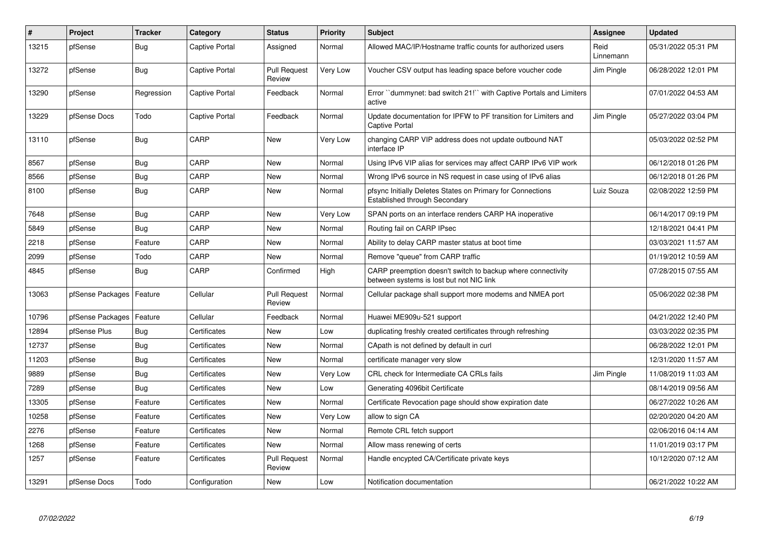| # | Project | Tracker | Category | Status | Priority | Subject | Assignee | Updated |
|---|---|---|---|---|---|---|---|---|
| 13215 | pfSense | Bug | Captive Portal | Assigned | Normal | Allowed MAC/IP/Hostname traffic counts for authorized users | Reid Linnemann | 05/31/2022 05:31 PM |
| 13272 | pfSense | Bug | Captive Portal | Pull Request Review | Very Low | Voucher CSV output has leading space before voucher code | Jim Pingle | 06/28/2022 12:01 PM |
| 13290 | pfSense | Regression | Captive Portal | Feedback | Normal | Error ``dummynet: bad switch 21!`` with Captive Portals and Limiters active | | 07/01/2022 04:53 AM |
| 13229 | pfSense Docs | Todo | Captive Portal | Feedback | Normal | Update documentation for IPFW to PF transition for Limiters and Captive Portal | Jim Pingle | 05/27/2022 03:04 PM |
| 13110 | pfSense | Bug | CARP | New | Very Low | changing CARP VIP address does not update outbound NAT interface IP | | 05/03/2022 02:52 PM |
| 8567 | pfSense | Bug | CARP | New | Normal | Using IPv6 VIP alias for services may affect CARP IPv6 VIP work | | 06/12/2018 01:26 PM |
| 8566 | pfSense | Bug | CARP | New | Normal | Wrong IPv6 source in NS request in case using of IPv6 alias | | 06/12/2018 01:26 PM |
| 8100 | pfSense | Bug | CARP | New | Normal | pfsync Initially Deletes States on Primary for Connections Established through Secondary | Luiz Souza | 02/08/2022 12:59 PM |
| 7648 | pfSense | Bug | CARP | New | Very Low | SPAN ports on an interface renders CARP HA inoperative | | 06/14/2017 09:19 PM |
| 5849 | pfSense | Bug | CARP | New | Normal | Routing fail on CARP IPsec | | 12/18/2021 04:41 PM |
| 2218 | pfSense | Feature | CARP | New | Normal | Ability to delay CARP master status at boot time | | 03/03/2021 11:57 AM |
| 2099 | pfSense | Todo | CARP | New | Normal | Remove "queue" from CARP traffic | | 01/19/2012 10:59 AM |
| 4845 | pfSense | Bug | CARP | Confirmed | High | CARP preemption doesn't switch to backup where connectivity between systems is lost but not NIC link | | 07/28/2015 07:55 AM |
| 13063 | pfSense Packages | Feature | Cellular | Pull Request Review | Normal | Cellular package shall support more modems and NMEA port | | 05/06/2022 02:38 PM |
| 10796 | pfSense Packages | Feature | Cellular | Feedback | Normal | Huawei ME909u-521 support | | 04/21/2022 12:40 PM |
| 12894 | pfSense Plus | Bug | Certificates | New | Low | duplicating freshly created certificates through refreshing | | 03/03/2022 02:35 PM |
| 12737 | pfSense | Bug | Certificates | New | Normal | CApath is not defined by default in curl | | 06/28/2022 12:01 PM |
| 11203 | pfSense | Bug | Certificates | New | Normal | certificate manager very slow | | 12/31/2020 11:57 AM |
| 9889 | pfSense | Bug | Certificates | New | Very Low | CRL check for Intermediate CA CRLs fails | Jim Pingle | 11/08/2019 11:03 AM |
| 7289 | pfSense | Bug | Certificates | New | Low | Generating 4096bit Certificate | | 08/14/2019 09:56 AM |
| 13305 | pfSense | Feature | Certificates | New | Normal | Certificate Revocation page should show expiration date | | 06/27/2022 10:26 AM |
| 10258 | pfSense | Feature | Certificates | New | Very Low | allow to sign CA | | 02/20/2020 04:20 AM |
| 2276 | pfSense | Feature | Certificates | New | Normal | Remote CRL fetch support | | 02/06/2016 04:14 AM |
| 1268 | pfSense | Feature | Certificates | New | Normal | Allow mass renewing of certs | | 11/01/2019 03:17 PM |
| 1257 | pfSense | Feature | Certificates | Pull Request Review | Normal | Handle encypted CA/Certificate private keys | | 10/12/2020 07:12 AM |
| 13291 | pfSense Docs | Todo | Configuration | New | Low | Notification documentation | | 06/21/2022 10:22 AM |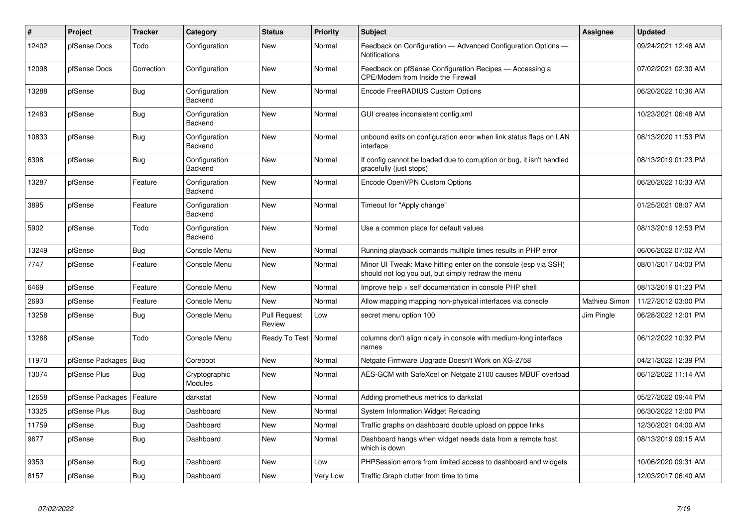| # | Project | Tracker | Category | Status | Priority | Subject | Assignee | Updated |
|---|---|---|---|---|---|---|---|---|
| 12402 | pfSense Docs | Todo | Configuration | New | Normal | Feedback on Configuration — Advanced Configuration Options — Notifications | | 09/24/2021 12:46 AM |
| 12098 | pfSense Docs | Correction | Configuration | New | Normal | Feedback on pfSense Configuration Recipes — Accessing a CPE/Modem from Inside the Firewall | | 07/02/2021 02:30 AM |
| 13288 | pfSense | Bug | Configuration Backend | New | Normal | Encode FreeRADIUS Custom Options | | 06/20/2022 10:36 AM |
| 12483 | pfSense | Bug | Configuration Backend | New | Normal | GUI creates inconsistent config.xml | | 10/23/2021 06:48 AM |
| 10833 | pfSense | Bug | Configuration Backend | New | Normal | unbound exits on configuration error when link status flaps on LAN interface | | 08/13/2020 11:53 PM |
| 6398 | pfSense | Bug | Configuration Backend | New | Normal | If config cannot be loaded due to corruption or bug, it isn't handled gracefully (just stops) | | 08/13/2019 01:23 PM |
| 13287 | pfSense | Feature | Configuration Backend | New | Normal | Encode OpenVPN Custom Options | | 06/20/2022 10:33 AM |
| 3895 | pfSense | Feature | Configuration Backend | New | Normal | Timeout for "Apply change" | | 01/25/2021 08:07 AM |
| 5902 | pfSense | Todo | Configuration Backend | New | Normal | Use a common place for default values | | 08/13/2019 12:53 PM |
| 13249 | pfSense | Bug | Console Menu | New | Normal | Running playback comands multiple times results in PHP error | | 06/06/2022 07:02 AM |
| 7747 | pfSense | Feature | Console Menu | New | Normal | Minor UI Tweak: Make hitting enter on the console (esp via SSH) should not log you out, but simply redraw the menu | | 08/01/2017 04:03 PM |
| 6469 | pfSense | Feature | Console Menu | New | Normal | Improve help + self documentation in console PHP shell | | 08/13/2019 01:23 PM |
| 2693 | pfSense | Feature | Console Menu | New | Normal | Allow mapping mapping non-physical interfaces via console | Mathieu Simon | 11/27/2012 03:00 PM |
| 13258 | pfSense | Bug | Console Menu | Pull Request Review | Low | secret menu option 100 | Jim Pingle | 06/28/2022 12:01 PM |
| 13268 | pfSense | Todo | Console Menu | Ready To Test | Normal | columns don't align nicely in console with medium-long interface names | | 06/12/2022 10:32 PM |
| 11970 | pfSense Packages | Bug | Coreboot | New | Normal | Netgate Firmware Upgrade Doesn't Work on XG-2758 | | 04/21/2022 12:39 PM |
| 13074 | pfSense Plus | Bug | Cryptographic Modules | New | Normal | AES-GCM with SafeXcel on Netgate 2100 causes MBUF overload | | 06/12/2022 11:14 AM |
| 12658 | pfSense Packages | Feature | darkstat | New | Normal | Adding prometheus metrics to darkstat | | 05/27/2022 09:44 PM |
| 13325 | pfSense Plus | Bug | Dashboard | New | Normal | System Information Widget Reloading | | 06/30/2022 12:00 PM |
| 11759 | pfSense | Bug | Dashboard | New | Normal | Traffic graphs on dashboard double upload on pppoe links | | 12/30/2021 04:00 AM |
| 9677 | pfSense | Bug | Dashboard | New | Normal | Dashboard hangs when widget needs data from a remote host which is down | | 08/13/2019 09:15 AM |
| 9353 | pfSense | Bug | Dashboard | New | Low | PHPSession errors from limited access to dashboard and widgets | | 10/06/2020 09:31 AM |
| 8157 | pfSense | Bug | Dashboard | New | Very Low | Traffic Graph clutter from time to time | | 12/03/2017 06:40 AM |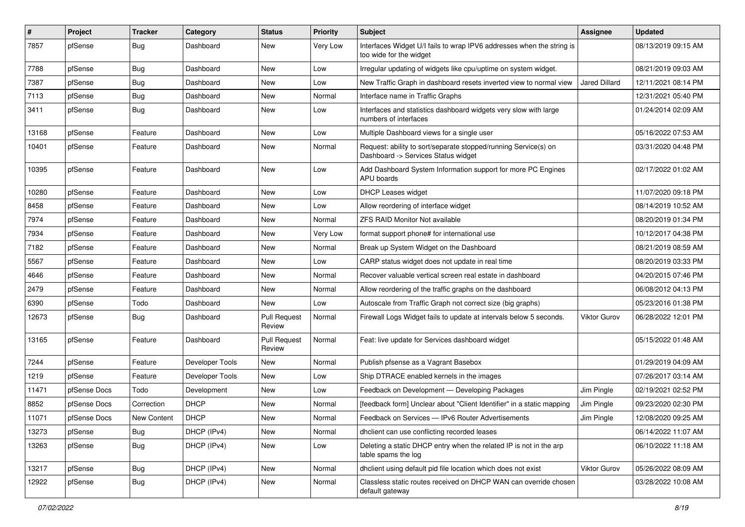| # | Project | Tracker | Category | Status | Priority | Subject | Assignee | Updated |
|---|---|---|---|---|---|---|---|---|
| 7857 | pfSense | Bug | Dashboard | New | Very Low | Interfaces Widget U/I fails to wrap IPV6 addresses when the string is too wide for the widget | | 08/13/2019 09:15 AM |
| 7788 | pfSense | Bug | Dashboard | New | Low | Irregular updating of widgets like cpu/uptime on system widget. | | 08/21/2019 09:03 AM |
| 7387 | pfSense | Bug | Dashboard | New | Low | New Traffic Graph in dashboard resets inverted view to normal view | Jared Dillard | 12/11/2021 08:14 PM |
| 7113 | pfSense | Bug | Dashboard | New | Normal | Interface name in Traffic Graphs | | 12/31/2021 05:40 PM |
| 3411 | pfSense | Bug | Dashboard | New | Low | Interfaces and statistics dashboard widgets very slow with large numbers of interfaces | | 01/24/2014 02:09 AM |
| 13168 | pfSense | Feature | Dashboard | New | Low | Multiple Dashboard views for a single user | | 05/16/2022 07:53 AM |
| 10401 | pfSense | Feature | Dashboard | New | Normal | Request: ability to sort/separate stopped/running Service(s) on Dashboard -> Services Status widget | | 03/31/2020 04:48 PM |
| 10395 | pfSense | Feature | Dashboard | New | Low | Add Dashboard System Information support for more PC Engines APU boards | | 02/17/2022 01:02 AM |
| 10280 | pfSense | Feature | Dashboard | New | Low | DHCP Leases widget | | 11/07/2020 09:18 PM |
| 8458 | pfSense | Feature | Dashboard | New | Low | Allow reordering of interface widget | | 08/14/2019 10:52 AM |
| 7974 | pfSense | Feature | Dashboard | New | Normal | ZFS RAID Monitor Not available | | 08/20/2019 01:34 PM |
| 7934 | pfSense | Feature | Dashboard | New | Very Low | format support phone# for international use | | 10/12/2017 04:38 PM |
| 7182 | pfSense | Feature | Dashboard | New | Normal | Break up System Widget on the Dashboard | | 08/21/2019 08:59 AM |
| 5567 | pfSense | Feature | Dashboard | New | Low | CARP status widget does not update in real time | | 08/20/2019 03:33 PM |
| 4646 | pfSense | Feature | Dashboard | New | Normal | Recover valuable vertical screen real estate in dashboard | | 04/20/2015 07:46 PM |
| 2479 | pfSense | Feature | Dashboard | New | Normal | Allow reordering of the traffic graphs on the dashboard | | 06/08/2012 04:13 PM |
| 6390 | pfSense | Todo | Dashboard | New | Low | Autoscale from Traffic Graph not correct size (big graphs) | | 05/23/2016 01:38 PM |
| 12673 | pfSense | Bug | Dashboard | Pull Request Review | Normal | Firewall Logs Widget fails to update at intervals below 5 seconds. | Viktor Gurov | 06/28/2022 12:01 PM |
| 13165 | pfSense | Feature | Dashboard | Pull Request Review | Normal | Feat: live update for Services dashboard widget | | 05/15/2022 01:48 AM |
| 7244 | pfSense | Feature | Developer Tools | New | Normal | Publish pfsense as a Vagrant Basebox | | 01/29/2019 04:09 AM |
| 1219 | pfSense | Feature | Developer Tools | New | Low | Ship DTRACE enabled kernels in the images | | 07/26/2017 03:14 AM |
| 11471 | pfSense Docs | Todo | Development | New | Low | Feedback on Development — Developing Packages | Jim Pingle | 02/19/2021 02:52 PM |
| 8852 | pfSense Docs | Correction | DHCP | New | Normal | [feedback form] Unclear about "Client Identifier" in a static mapping | Jim Pingle | 09/23/2020 02:30 PM |
| 11071 | pfSense Docs | New Content | DHCP | New | Normal | Feedback on Services — IPv6 Router Advertisements | Jim Pingle | 12/08/2020 09:25 AM |
| 13273 | pfSense | Bug | DHCP (IPv4) | New | Normal | dhclient can use conflicting recorded leases | | 06/14/2022 11:07 AM |
| 13263 | pfSense | Bug | DHCP (IPv4) | New | Low | Deleting a static DHCP entry when the related IP is not in the arp table spams the log | | 06/10/2022 11:18 AM |
| 13217 | pfSense | Bug | DHCP (IPv4) | New | Normal | dhclient using default pid file location which does not exist | Viktor Gurov | 05/26/2022 08:09 AM |
| 12922 | pfSense | Bug | DHCP (IPv4) | New | Normal | Classless static routes received on DHCP WAN can override chosen default gateway | | 03/28/2022 10:08 AM |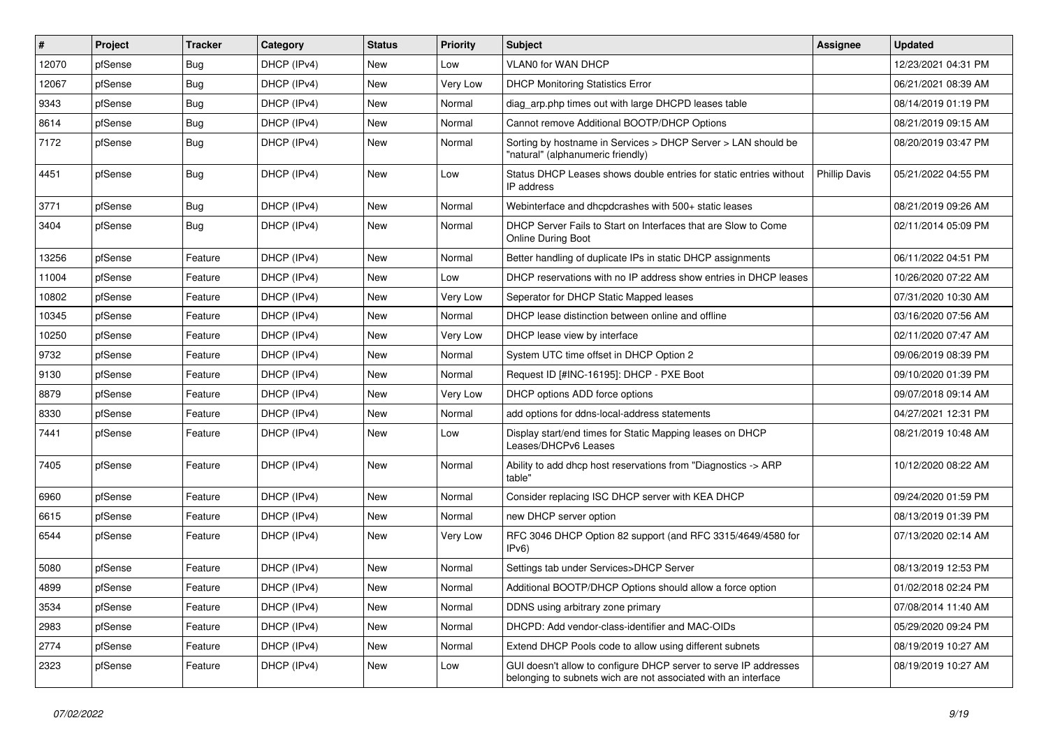| # | Project | Tracker | Category | Status | Priority | Subject | Assignee | Updated |
|---|---|---|---|---|---|---|---|---|
| 12070 | pfSense | Bug | DHCP (IPv4) | New | Low | VLAN0 for WAN DHCP | | 12/23/2021 04:31 PM |
| 12067 | pfSense | Bug | DHCP (IPv4) | New | Very Low | DHCP Monitoring Statistics Error | | 06/21/2021 08:39 AM |
| 9343 | pfSense | Bug | DHCP (IPv4) | New | Normal | diag_arp.php times out with large DHCPD leases table | | 08/14/2019 01:19 PM |
| 8614 | pfSense | Bug | DHCP (IPv4) | New | Normal | Cannot remove Additional BOOTP/DHCP Options | | 08/21/2019 09:15 AM |
| 7172 | pfSense | Bug | DHCP (IPv4) | New | Normal | Sorting by hostname in Services > DHCP Server > LAN should be "natural" (alphanumeric friendly) | | 08/20/2019 03:47 PM |
| 4451 | pfSense | Bug | DHCP (IPv4) | New | Low | Status DHCP Leases shows double entries for static entries without IP address | Phillip Davis | 05/21/2022 04:55 PM |
| 3771 | pfSense | Bug | DHCP (IPv4) | New | Normal | Webinterface and dhcpdcrashes with 500+ static leases | | 08/21/2019 09:26 AM |
| 3404 | pfSense | Bug | DHCP (IPv4) | New | Normal | DHCP Server Fails to Start on Interfaces that are Slow to Come Online During Boot | | 02/11/2014 05:09 PM |
| 13256 | pfSense | Feature | DHCP (IPv4) | New | Normal | Better handling of duplicate IPs in static DHCP assignments | | 06/11/2022 04:51 PM |
| 11004 | pfSense | Feature | DHCP (IPv4) | New | Low | DHCP reservations with no IP address show entries in DHCP leases | | 10/26/2020 07:22 AM |
| 10802 | pfSense | Feature | DHCP (IPv4) | New | Very Low | Seperator for DHCP Static Mapped leases | | 07/31/2020 10:30 AM |
| 10345 | pfSense | Feature | DHCP (IPv4) | New | Normal | DHCP lease distinction between online and offline | | 03/16/2020 07:56 AM |
| 10250 | pfSense | Feature | DHCP (IPv4) | New | Very Low | DHCP lease view by interface | | 02/11/2020 07:47 AM |
| 9732 | pfSense | Feature | DHCP (IPv4) | New | Normal | System UTC time offset in DHCP Option 2 | | 09/06/2019 08:39 PM |
| 9130 | pfSense | Feature | DHCP (IPv4) | New | Normal | Request ID [#INC-16195]: DHCP - PXE Boot | | 09/10/2020 01:39 PM |
| 8879 | pfSense | Feature | DHCP (IPv4) | New | Very Low | DHCP options ADD force options | | 09/07/2018 09:14 AM |
| 8330 | pfSense | Feature | DHCP (IPv4) | New | Normal | add options for ddns-local-address statements | | 04/27/2021 12:31 PM |
| 7441 | pfSense | Feature | DHCP (IPv4) | New | Low | Display start/end times for Static Mapping leases on DHCP Leases/DHCPv6 Leases | | 08/21/2019 10:48 AM |
| 7405 | pfSense | Feature | DHCP (IPv4) | New | Normal | Ability to add dhcp host reservations from "Diagnostics -> ARP table" | | 10/12/2020 08:22 AM |
| 6960 | pfSense | Feature | DHCP (IPv4) | New | Normal | Consider replacing ISC DHCP server with KEA DHCP | | 09/24/2020 01:59 PM |
| 6615 | pfSense | Feature | DHCP (IPv4) | New | Normal | new DHCP server option | | 08/13/2019 01:39 PM |
| 6544 | pfSense | Feature | DHCP (IPv4) | New | Very Low | RFC 3046 DHCP Option 82 support (and RFC 3315/4649/4580 for IPv6) | | 07/13/2020 02:14 AM |
| 5080 | pfSense | Feature | DHCP (IPv4) | New | Normal | Settings tab under Services>DHCP Server | | 08/13/2019 12:53 PM |
| 4899 | pfSense | Feature | DHCP (IPv4) | New | Normal | Additional BOOTP/DHCP Options should allow a force option | | 01/02/2018 02:24 PM |
| 3534 | pfSense | Feature | DHCP (IPv4) | New | Normal | DDNS using arbitrary zone primary | | 07/08/2014 11:40 AM |
| 2983 | pfSense | Feature | DHCP (IPv4) | New | Normal | DHCPD: Add vendor-class-identifier and MAC-OIDs | | 05/29/2020 09:24 PM |
| 2774 | pfSense | Feature | DHCP (IPv4) | New | Normal | Extend DHCP Pools code to allow using different subnets | | 08/19/2019 10:27 AM |
| 2323 | pfSense | Feature | DHCP (IPv4) | New | Low | GUI doesn't allow to configure DHCP server to serve IP addresses belonging to subnets wich are not associated with an interface | | 08/19/2019 10:27 AM |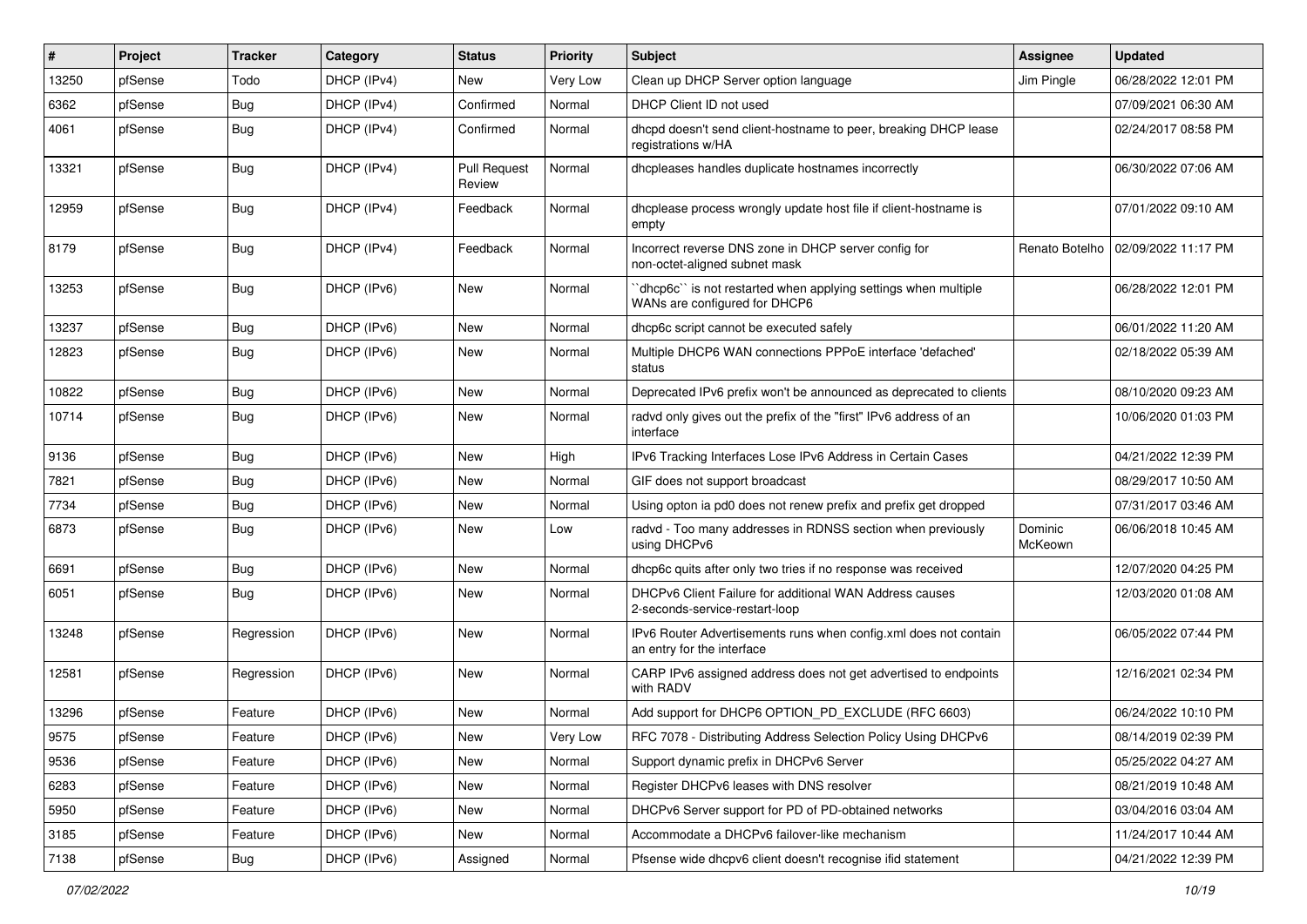| # | Project | Tracker | Category | Status | Priority | Subject | Assignee | Updated |
|---|---|---|---|---|---|---|---|---|
| 13250 | pfSense | Todo | DHCP (IPv4) | New | Very Low | Clean up DHCP Server option language | Jim Pingle | 06/28/2022 12:01 PM |
| 6362 | pfSense | Bug | DHCP (IPv4) | Confirmed | Normal | DHCP Client ID not used | | 07/09/2021 06:30 AM |
| 4061 | pfSense | Bug | DHCP (IPv4) | Confirmed | Normal | dhcpd doesn't send client-hostname to peer, breaking DHCP lease registrations w/HA | | 02/24/2017 08:58 PM |
| 13321 | pfSense | Bug | DHCP (IPv4) | Pull Request Review | Normal | dhcpleases handles duplicate hostnames incorrectly | | 06/30/2022 07:06 AM |
| 12959 | pfSense | Bug | DHCP (IPv4) | Feedback | Normal | dhcplease process wrongly update host file if client-hostname is empty | | 07/01/2022 09:10 AM |
| 8179 | pfSense | Bug | DHCP (IPv4) | Feedback | Normal | Incorrect reverse DNS zone in DHCP server config for non-octet-aligned subnet mask | Renato Botelho | 02/09/2022 11:17 PM |
| 13253 | pfSense | Bug | DHCP (IPv6) | New | Normal | ``dhcp6c`` is not restarted when applying settings when multiple WANs are configured for DHCP6 | | 06/28/2022 12:01 PM |
| 13237 | pfSense | Bug | DHCP (IPv6) | New | Normal | dhcp6c script cannot be executed safely | | 06/01/2022 11:20 AM |
| 12823 | pfSense | Bug | DHCP (IPv6) | New | Normal | Multiple DHCP6 WAN connections PPPoE interface 'defached' status | | 02/18/2022 05:39 AM |
| 10822 | pfSense | Bug | DHCP (IPv6) | New | Normal | Deprecated IPv6 prefix won't be announced as deprecated to clients | | 08/10/2020 09:23 AM |
| 10714 | pfSense | Bug | DHCP (IPv6) | New | Normal | radvd only gives out the prefix of the "first" IPv6 address of an interface | | 10/06/2020 01:03 PM |
| 9136 | pfSense | Bug | DHCP (IPv6) | New | High | IPv6 Tracking Interfaces Lose IPv6 Address in Certain Cases | | 04/21/2022 12:39 PM |
| 7821 | pfSense | Bug | DHCP (IPv6) | New | Normal | GIF does not support broadcast | | 08/29/2017 10:50 AM |
| 7734 | pfSense | Bug | DHCP (IPv6) | New | Normal | Using opton ia pd0 does not renew prefix and prefix get dropped | | 07/31/2017 03:46 AM |
| 6873 | pfSense | Bug | DHCP (IPv6) | New | Low | radvd - Too many addresses in RDNSS section when previously using DHCPv6 | Dominic McKeown | 06/06/2018 10:45 AM |
| 6691 | pfSense | Bug | DHCP (IPv6) | New | Normal | dhcp6c quits after only two tries if no response was received | | 12/07/2020 04:25 PM |
| 6051 | pfSense | Bug | DHCP (IPv6) | New | Normal | DHCPv6 Client Failure for additional WAN Address causes 2-seconds-service-restart-loop | | 12/03/2020 01:08 AM |
| 13248 | pfSense | Regression | DHCP (IPv6) | New | Normal | IPv6 Router Advertisements runs when config.xml does not contain an entry for the interface | | 06/05/2022 07:44 PM |
| 12581 | pfSense | Regression | DHCP (IPv6) | New | Normal | CARP IPv6 assigned address does not get advertised to endpoints with RADV | | 12/16/2021 02:34 PM |
| 13296 | pfSense | Feature | DHCP (IPv6) | New | Normal | Add support for DHCP6 OPTION_PD_EXCLUDE (RFC 6603) | | 06/24/2022 10:10 PM |
| 9575 | pfSense | Feature | DHCP (IPv6) | New | Very Low | RFC 7078 - Distributing Address Selection Policy Using DHCPv6 | | 08/14/2019 02:39 PM |
| 9536 | pfSense | Feature | DHCP (IPv6) | New | Normal | Support dynamic prefix in DHCPv6 Server | | 05/25/2022 04:27 AM |
| 6283 | pfSense | Feature | DHCP (IPv6) | New | Normal | Register DHCPv6 leases with DNS resolver | | 08/21/2019 10:48 AM |
| 5950 | pfSense | Feature | DHCP (IPv6) | New | Normal | DHCPv6 Server support for PD of PD-obtained networks | | 03/04/2016 03:04 AM |
| 3185 | pfSense | Feature | DHCP (IPv6) | New | Normal | Accommodate a DHCPv6 failover-like mechanism | | 11/24/2017 10:44 AM |
| 7138 | pfSense | Bug | DHCP (IPv6) | Assigned | Normal | Pfsense wide dhcpv6 client doesn't recognise ifid statement | | 04/21/2022 12:39 PM |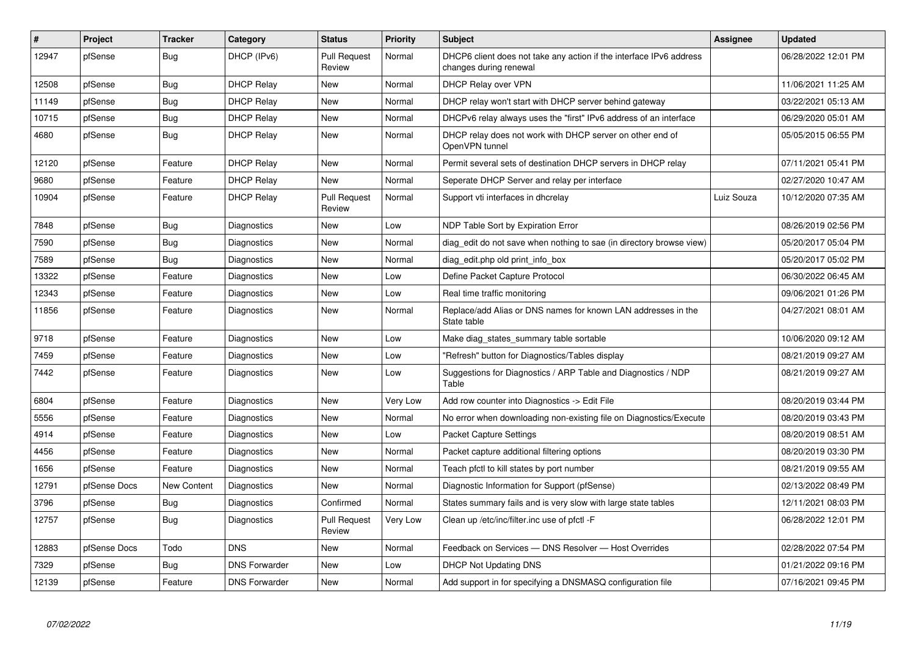| # | Project | Tracker | Category | Status | Priority | Subject | Assignee | Updated |
|---|---|---|---|---|---|---|---|---|
| 12947 | pfSense | Bug | DHCP (IPv6) | Pull Request Review | Normal | DHCP6 client does not take any action if the interface IPv6 address changes during renewal | | 06/28/2022 12:01 PM |
| 12508 | pfSense | Bug | DHCP Relay | New | Normal | DHCP Relay over VPN | | 11/06/2021 11:25 AM |
| 11149 | pfSense | Bug | DHCP Relay | New | Normal | DHCP relay won't start with DHCP server behind gateway | | 03/22/2021 05:13 AM |
| 10715 | pfSense | Bug | DHCP Relay | New | Normal | DHCPv6 relay always uses the "first" IPv6 address of an interface | | 06/29/2020 05:01 AM |
| 4680 | pfSense | Bug | DHCP Relay | New | Normal | DHCP relay does not work with DHCP server on other end of OpenVPN tunnel | | 05/05/2015 06:55 PM |
| 12120 | pfSense | Feature | DHCP Relay | New | Normal | Permit several sets of destination DHCP servers in DHCP relay | | 07/11/2021 05:41 PM |
| 9680 | pfSense | Feature | DHCP Relay | New | Normal | Seperate DHCP Server and relay per interface | | 02/27/2020 10:47 AM |
| 10904 | pfSense | Feature | DHCP Relay | Pull Request Review | Normal | Support vti interfaces in dhcrelay | Luiz Souza | 10/12/2020 07:35 AM |
| 7848 | pfSense | Bug | Diagnostics | New | Low | NDP Table Sort by Expiration Error | | 08/26/2019 02:56 PM |
| 7590 | pfSense | Bug | Diagnostics | New | Normal | diag_edit do not save when nothing to sae (in directory browse view) | | 05/20/2017 05:04 PM |
| 7589 | pfSense | Bug | Diagnostics | New | Normal | diag_edit.php old print_info_box | | 05/20/2017 05:02 PM |
| 13322 | pfSense | Feature | Diagnostics | New | Low | Define Packet Capture Protocol | | 06/30/2022 06:45 AM |
| 12343 | pfSense | Feature | Diagnostics | New | Low | Real time traffic monitoring | | 09/06/2021 01:26 PM |
| 11856 | pfSense | Feature | Diagnostics | New | Normal | Replace/add Alias or DNS names for known LAN addresses in the State table | | 04/27/2021 08:01 AM |
| 9718 | pfSense | Feature | Diagnostics | New | Low | Make diag_states_summary table sortable | | 10/06/2020 09:12 AM |
| 7459 | pfSense | Feature | Diagnostics | New | Low | "Refresh" button for Diagnostics/Tables display | | 08/21/2019 09:27 AM |
| 7442 | pfSense | Feature | Diagnostics | New | Low | Suggestions for Diagnostics / ARP Table and Diagnostics / NDP Table | | 08/21/2019 09:27 AM |
| 6804 | pfSense | Feature | Diagnostics | New | Very Low | Add row counter into Diagnostics -> Edit File | | 08/20/2019 03:44 PM |
| 5556 | pfSense | Feature | Diagnostics | New | Normal | No error when downloading non-existing file on Diagnostics/Execute | | 08/20/2019 03:43 PM |
| 4914 | pfSense | Feature | Diagnostics | New | Low | Packet Capture Settings | | 08/20/2019 08:51 AM |
| 4456 | pfSense | Feature | Diagnostics | New | Normal | Packet capture additional filtering options | | 08/20/2019 03:30 PM |
| 1656 | pfSense | Feature | Diagnostics | New | Normal | Teach pfctl to kill states by port number | | 08/21/2019 09:55 AM |
| 12791 | pfSense Docs | New Content | Diagnostics | New | Normal | Diagnostic Information for Support (pfSense) | | 02/13/2022 08:49 PM |
| 3796 | pfSense | Bug | Diagnostics | Confirmed | Normal | States summary fails and is very slow with large state tables | | 12/11/2021 08:03 PM |
| 12757 | pfSense | Bug | Diagnostics | Pull Request Review | Very Low | Clean up /etc/inc/filter.inc use of pfctl -F | | 06/28/2022 12:01 PM |
| 12883 | pfSense Docs | Todo | DNS | New | Normal | Feedback on Services — DNS Resolver — Host Overrides | | 02/28/2022 07:54 PM |
| 7329 | pfSense | Bug | DNS Forwarder | New | Low | DHCP Not Updating DNS | | 01/21/2022 09:16 PM |
| 12139 | pfSense | Feature | DNS Forwarder | New | Normal | Add support in for specifying a DNSMASQ configuration file | | 07/16/2021 09:45 PM |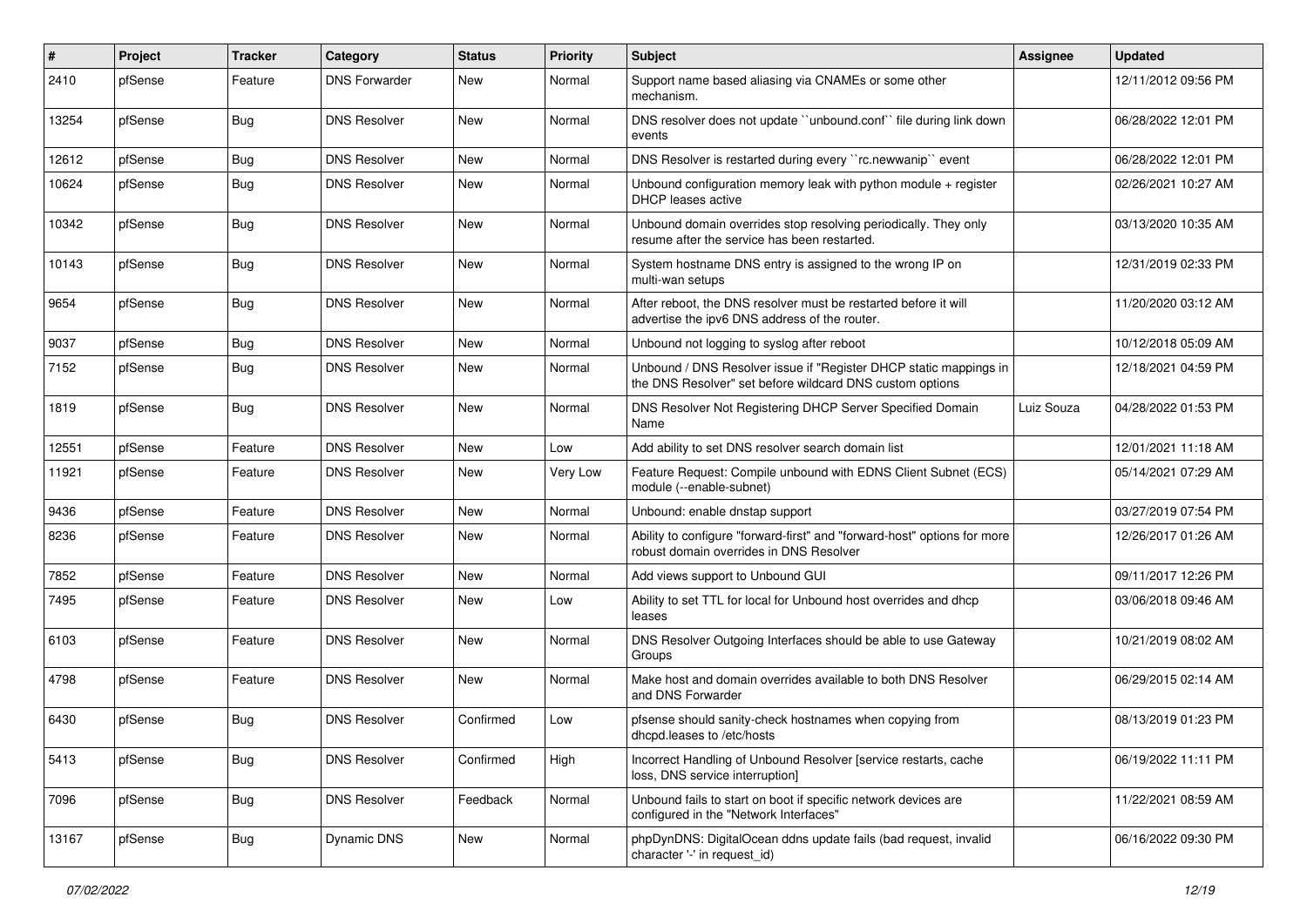| # | Project | Tracker | Category | Status | Priority | Subject | Assignee | Updated |
|---|---|---|---|---|---|---|---|---|
| 2410 | pfSense | Feature | DNS Forwarder | New | Normal | Support name based aliasing via CNAMEs or some other mechanism. | | 12/11/2012 09:56 PM |
| 13254 | pfSense | Bug | DNS Resolver | New | Normal | DNS resolver does not update ``unbound.conf`` file during link down events | | 06/28/2022 12:01 PM |
| 12612 | pfSense | Bug | DNS Resolver | New | Normal | DNS Resolver is restarted during every ``rc.newwanip`` event | | 06/28/2022 12:01 PM |
| 10624 | pfSense | Bug | DNS Resolver | New | Normal | Unbound configuration memory leak with python module + register DHCP leases active | | 02/26/2021 10:27 AM |
| 10342 | pfSense | Bug | DNS Resolver | New | Normal | Unbound domain overrides stop resolving periodically. They only resume after the service has been restarted. | | 03/13/2020 10:35 AM |
| 10143 | pfSense | Bug | DNS Resolver | New | Normal | System hostname DNS entry is assigned to the wrong IP on multi-wan setups | | 12/31/2019 02:33 PM |
| 9654 | pfSense | Bug | DNS Resolver | New | Normal | After reboot, the DNS resolver must be restarted before it will advertise the ipv6 DNS address of the router. | | 11/20/2020 03:12 AM |
| 9037 | pfSense | Bug | DNS Resolver | New | Normal | Unbound not logging to syslog after reboot | | 10/12/2018 05:09 AM |
| 7152 | pfSense | Bug | DNS Resolver | New | Normal | Unbound / DNS Resolver issue if "Register DHCP static mappings in the DNS Resolver" set before wildcard DNS custom options | | 12/18/2021 04:59 PM |
| 1819 | pfSense | Bug | DNS Resolver | New | Normal | DNS Resolver Not Registering DHCP Server Specified Domain Name | Luiz Souza | 04/28/2022 01:53 PM |
| 12551 | pfSense | Feature | DNS Resolver | New | Low | Add ability to set DNS resolver search domain list | | 12/01/2021 11:18 AM |
| 11921 | pfSense | Feature | DNS Resolver | New | Very Low | Feature Request: Compile unbound with EDNS Client Subnet (ECS) module (--enable-subnet) | | 05/14/2021 07:29 AM |
| 9436 | pfSense | Feature | DNS Resolver | New | Normal | Unbound: enable dnstap support | | 03/27/2019 07:54 PM |
| 8236 | pfSense | Feature | DNS Resolver | New | Normal | Ability to configure "forward-first" and "forward-host" options for more robust domain overrides in DNS Resolver | | 12/26/2017 01:26 AM |
| 7852 | pfSense | Feature | DNS Resolver | New | Normal | Add views support to Unbound GUI | | 09/11/2017 12:26 PM |
| 7495 | pfSense | Feature | DNS Resolver | New | Low | Ability to set TTL for local for Unbound host overrides and dhcp leases | | 03/06/2018 09:46 AM |
| 6103 | pfSense | Feature | DNS Resolver | New | Normal | DNS Resolver Outgoing Interfaces should be able to use Gateway Groups | | 10/21/2019 08:02 AM |
| 4798 | pfSense | Feature | DNS Resolver | New | Normal | Make host and domain overrides available to both DNS Resolver and DNS Forwarder | | 06/29/2015 02:14 AM |
| 6430 | pfSense | Bug | DNS Resolver | Confirmed | Low | pfsense should sanity-check hostnames when copying from dhcpd.leases to /etc/hosts | | 08/13/2019 01:23 PM |
| 5413 | pfSense | Bug | DNS Resolver | Confirmed | High | Incorrect Handling of Unbound Resolver [service restarts, cache loss, DNS service interruption] | | 06/19/2022 11:11 PM |
| 7096 | pfSense | Bug | DNS Resolver | Feedback | Normal | Unbound fails to start on boot if specific network devices are configured in the "Network Interfaces" | | 11/22/2021 08:59 AM |
| 13167 | pfSense | Bug | Dynamic DNS | New | Normal | phpDynDNS: DigitalOcean ddns update fails (bad request, invalid character '-' in request_id) | | 06/16/2022 09:30 PM |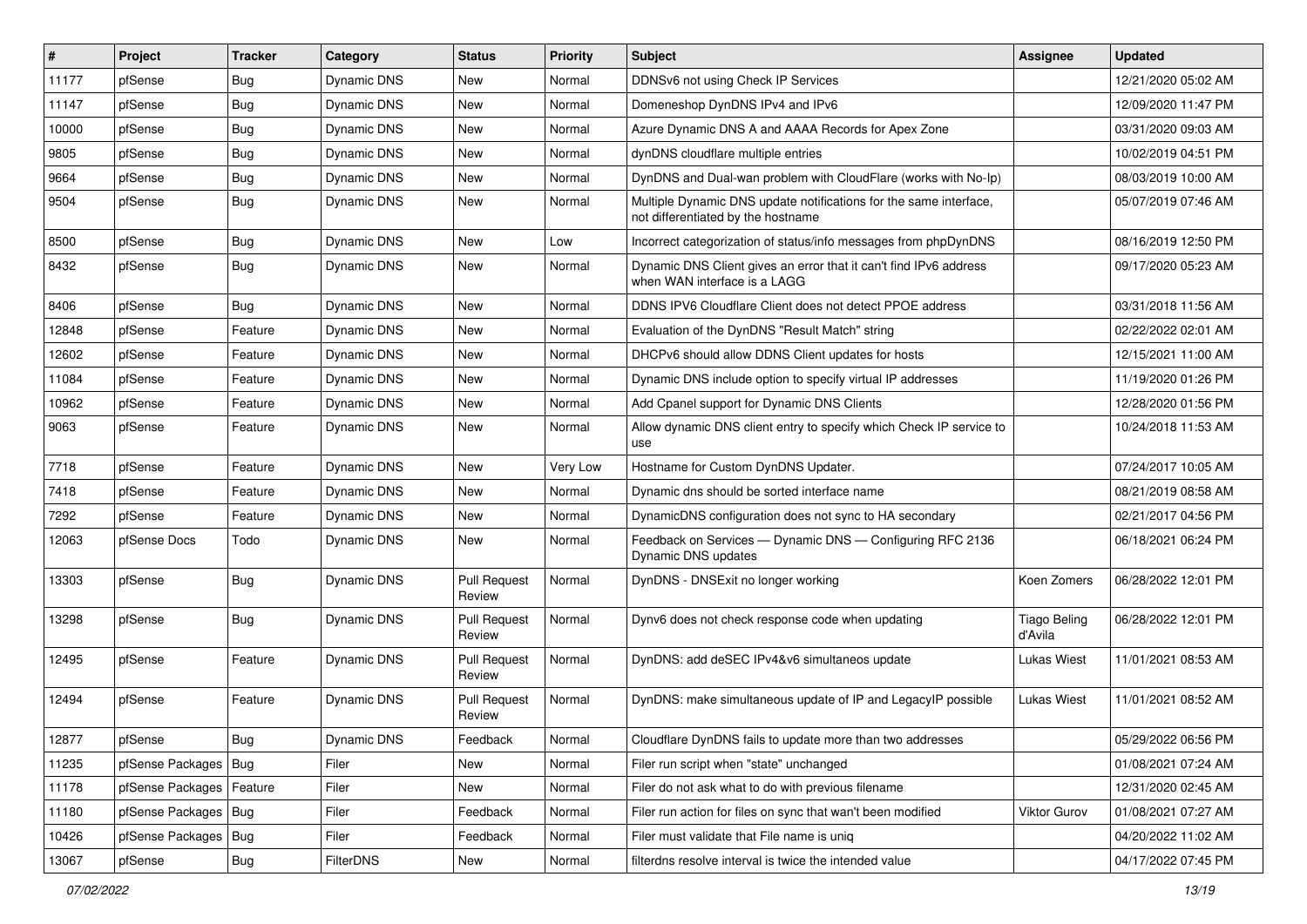| # | Project | Tracker | Category | Status | Priority | Subject | Assignee | Updated |
|---|---|---|---|---|---|---|---|---|
| 11177 | pfSense | Bug | Dynamic DNS | New | Normal | DDNSv6 not using Check IP Services | | 12/21/2020 05:02 AM |
| 11147 | pfSense | Bug | Dynamic DNS | New | Normal | Domeneshop DynDNS IPv4 and IPv6 | | 12/09/2020 11:47 PM |
| 10000 | pfSense | Bug | Dynamic DNS | New | Normal | Azure Dynamic DNS A and AAAA Records for Apex Zone | | 03/31/2020 09:03 AM |
| 9805 | pfSense | Bug | Dynamic DNS | New | Normal | dynDNS cloudflare multiple entries | | 10/02/2019 04:51 PM |
| 9664 | pfSense | Bug | Dynamic DNS | New | Normal | DynDNS and Dual-wan problem with CloudFlare (works with No-Ip) | | 08/03/2019 10:00 AM |
| 9504 | pfSense | Bug | Dynamic DNS | New | Normal | Multiple Dynamic DNS update notifications for the same interface, not differentiated by the hostname | | 05/07/2019 07:46 AM |
| 8500 | pfSense | Bug | Dynamic DNS | New | Low | Incorrect categorization of status/info messages from phpDynDNS | | 08/16/2019 12:50 PM |
| 8432 | pfSense | Bug | Dynamic DNS | New | Normal | Dynamic DNS Client gives an error that it can't find IPv6 address when WAN interface is a LAGG | | 09/17/2020 05:23 AM |
| 8406 | pfSense | Bug | Dynamic DNS | New | Normal | DDNS IPV6 Cloudflare Client does not detect PPOE address | | 03/31/2018 11:56 AM |
| 12848 | pfSense | Feature | Dynamic DNS | New | Normal | Evaluation of the DynDNS "Result Match" string | | 02/22/2022 02:01 AM |
| 12602 | pfSense | Feature | Dynamic DNS | New | Normal | DHCPv6 should allow DDNS Client updates for hosts | | 12/15/2021 11:00 AM |
| 11084 | pfSense | Feature | Dynamic DNS | New | Normal | Dynamic DNS include option to specify virtual IP addresses | | 11/19/2020 01:26 PM |
| 10962 | pfSense | Feature | Dynamic DNS | New | Normal | Add Cpanel support for Dynamic DNS Clients | | 12/28/2020 01:56 PM |
| 9063 | pfSense | Feature | Dynamic DNS | New | Normal | Allow dynamic DNS client entry to specify which Check IP service to use | | 10/24/2018 11:53 AM |
| 7718 | pfSense | Feature | Dynamic DNS | New | Very Low | Hostname for Custom DynDNS Updater. | | 07/24/2017 10:05 AM |
| 7418 | pfSense | Feature | Dynamic DNS | New | Normal | Dynamic dns should be sorted interface name | | 08/21/2019 08:58 AM |
| 7292 | pfSense | Feature | Dynamic DNS | New | Normal | DynamicDNS configuration does not sync to HA secondary | | 02/21/2017 04:56 PM |
| 12063 | pfSense Docs | Todo | Dynamic DNS | New | Normal | Feedback on Services — Dynamic DNS — Configuring RFC 2136 Dynamic DNS updates | | 06/18/2021 06:24 PM |
| 13303 | pfSense | Bug | Dynamic DNS | Pull Request Review | Normal | DynDNS - DNSExit no longer working | Koen Zomers | 06/28/2022 12:01 PM |
| 13298 | pfSense | Bug | Dynamic DNS | Pull Request Review | Normal | Dynv6 does not check response code when updating | Tiago Beling d'Avila | 06/28/2022 12:01 PM |
| 12495 | pfSense | Feature | Dynamic DNS | Pull Request Review | Normal | DynDNS: add deSEC IPv4&v6 simultaneos update | Lukas Wiest | 11/01/2021 08:53 AM |
| 12494 | pfSense | Feature | Dynamic DNS | Pull Request Review | Normal | DynDNS: make simultaneous update of IP and LegacyIP possible | Lukas Wiest | 11/01/2021 08:52 AM |
| 12877 | pfSense | Bug | Dynamic DNS | Feedback | Normal | Cloudflare DynDNS fails to update more than two addresses | | 05/29/2022 06:56 PM |
| 11235 | pfSense Packages | Bug | Filer | New | Normal | Filer run script when "state" unchanged | | 01/08/2021 07:24 AM |
| 11178 | pfSense Packages | Feature | Filer | New | Normal | Filer do not ask what to do with previous filename | | 12/31/2020 02:45 AM |
| 11180 | pfSense Packages | Bug | Filer | Feedback | Normal | Filer run action for files on sync that wan't been modified | Viktor Gurov | 01/08/2021 07:27 AM |
| 10426 | pfSense Packages | Bug | Filer | Feedback | Normal | Filer must validate that File name is uniq | | 04/20/2022 11:02 AM |
| 13067 | pfSense | Bug | FilterDNS | New | Normal | filterdns resolve interval is twice the intended value | | 04/17/2022 07:45 PM |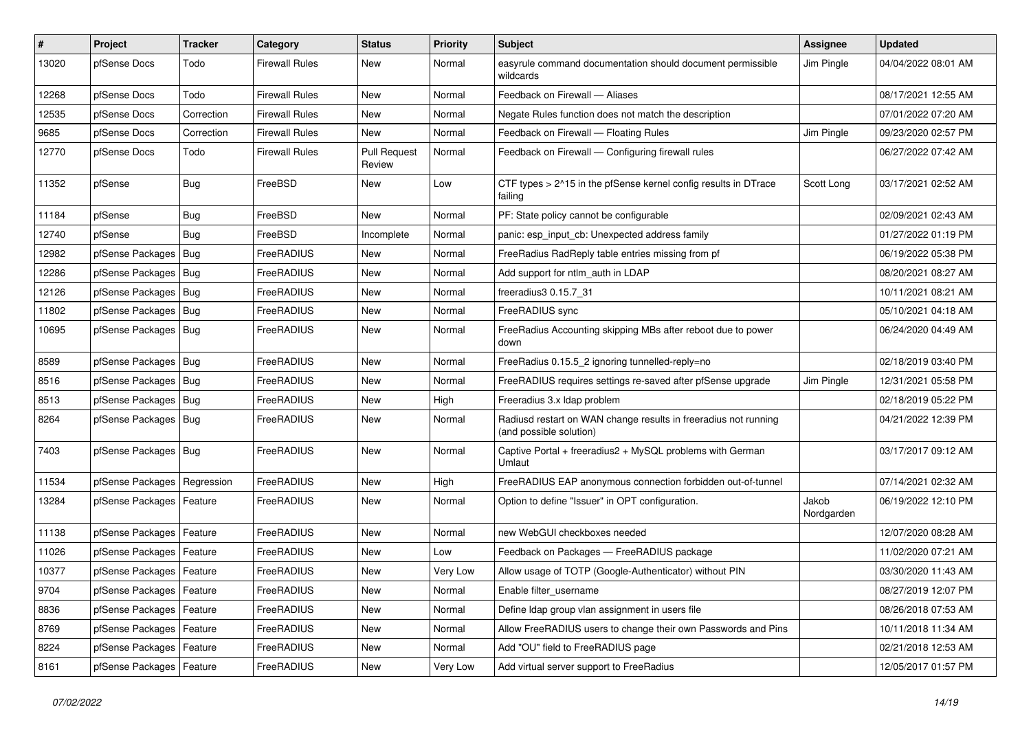| # | Project | Tracker | Category | Status | Priority | Subject | Assignee | Updated |
|---|---|---|---|---|---|---|---|---|
| 13020 | pfSense Docs | Todo | Firewall Rules | New | Normal | easyrule command documentation should document permissible wildcards | Jim Pingle | 04/04/2022 08:01 AM |
| 12268 | pfSense Docs | Todo | Firewall Rules | New | Normal | Feedback on Firewall — Aliases | | 08/17/2021 12:55 AM |
| 12535 | pfSense Docs | Correction | Firewall Rules | New | Normal | Negate Rules function does not match the description | | 07/01/2022 07:20 AM |
| 9685 | pfSense Docs | Correction | Firewall Rules | New | Normal | Feedback on Firewall — Floating Rules | Jim Pingle | 09/23/2020 02:57 PM |
| 12770 | pfSense Docs | Todo | Firewall Rules | Pull Request Review | Normal | Feedback on Firewall — Configuring firewall rules | | 06/27/2022 07:42 AM |
| 11352 | pfSense | Bug | FreeBSD | New | Low | CTF types > 2^15 in the pfSense kernel config results in DTrace failing | Scott Long | 03/17/2021 02:52 AM |
| 11184 | pfSense | Bug | FreeBSD | New | Normal | PF: State policy cannot be configurable | | 02/09/2021 02:43 AM |
| 12740 | pfSense | Bug | FreeBSD | Incomplete | Normal | panic: esp_input_cb: Unexpected address family | | 01/27/2022 01:19 PM |
| 12982 | pfSense Packages | Bug | FreeRADIUS | New | Normal | FreeRadius RadReply table entries missing from pf | | 06/19/2022 05:38 PM |
| 12286 | pfSense Packages | Bug | FreeRADIUS | New | Normal | Add support for ntlm_auth in LDAP | | 08/20/2021 08:27 AM |
| 12126 | pfSense Packages | Bug | FreeRADIUS | New | Normal | freeradius3 0.15.7_31 | | 10/11/2021 08:21 AM |
| 11802 | pfSense Packages | Bug | FreeRADIUS | New | Normal | FreeRADIUS sync | | 05/10/2021 04:18 AM |
| 10695 | pfSense Packages | Bug | FreeRADIUS | New | Normal | FreeRadius Accounting skipping MBs after reboot due to power down | | 06/24/2020 04:49 AM |
| 8589 | pfSense Packages | Bug | FreeRADIUS | New | Normal | FreeRadius 0.15.5_2 ignoring tunnelled-reply=no | | 02/18/2019 03:40 PM |
| 8516 | pfSense Packages | Bug | FreeRADIUS | New | Normal | FreeRADIUS requires settings re-saved after pfSense upgrade | Jim Pingle | 12/31/2021 05:58 PM |
| 8513 | pfSense Packages | Bug | FreeRADIUS | New | High | Freeradius 3.x ldap problem | | 02/18/2019 05:22 PM |
| 8264 | pfSense Packages | Bug | FreeRADIUS | New | Normal | Radiusd restart on WAN change results in freeradius not running (and possible solution) | | 04/21/2022 12:39 PM |
| 7403 | pfSense Packages | Bug | FreeRADIUS | New | Normal | Captive Portal + freeradius2 + MySQL problems with German Umlaut | | 03/17/2017 09:12 AM |
| 11534 | pfSense Packages | Regression | FreeRADIUS | New | High | FreeRADIUS EAP anonymous connection forbidden out-of-tunnel | | 07/14/2021 02:32 AM |
| 13284 | pfSense Packages | Feature | FreeRADIUS | New | Normal | Option to define "Issuer" in OPT configuration. | Jakob Nordgarden | 06/19/2022 12:10 PM |
| 11138 | pfSense Packages | Feature | FreeRADIUS | New | Normal | new WebGUI checkboxes needed | | 12/07/2020 08:28 AM |
| 11026 | pfSense Packages | Feature | FreeRADIUS | New | Low | Feedback on Packages — FreeRADIUS package | | 11/02/2020 07:21 AM |
| 10377 | pfSense Packages | Feature | FreeRADIUS | New | Very Low | Allow usage of TOTP (Google-Authenticator) without PIN | | 03/30/2020 11:43 AM |
| 9704 | pfSense Packages | Feature | FreeRADIUS | New | Normal | Enable filter_username | | 08/27/2019 12:07 PM |
| 8836 | pfSense Packages | Feature | FreeRADIUS | New | Normal | Define ldap group vlan assignment in users file | | 08/26/2018 07:53 AM |
| 8769 | pfSense Packages | Feature | FreeRADIUS | New | Normal | Allow FreeRADIUS users to change their own Passwords and Pins | | 10/11/2018 11:34 AM |
| 8224 | pfSense Packages | Feature | FreeRADIUS | New | Normal | Add "OU" field to FreeRADIUS page | | 02/21/2018 12:53 AM |
| 8161 | pfSense Packages | Feature | FreeRADIUS | New | Very Low | Add virtual server support to FreeRadius | | 12/05/2017 01:57 PM |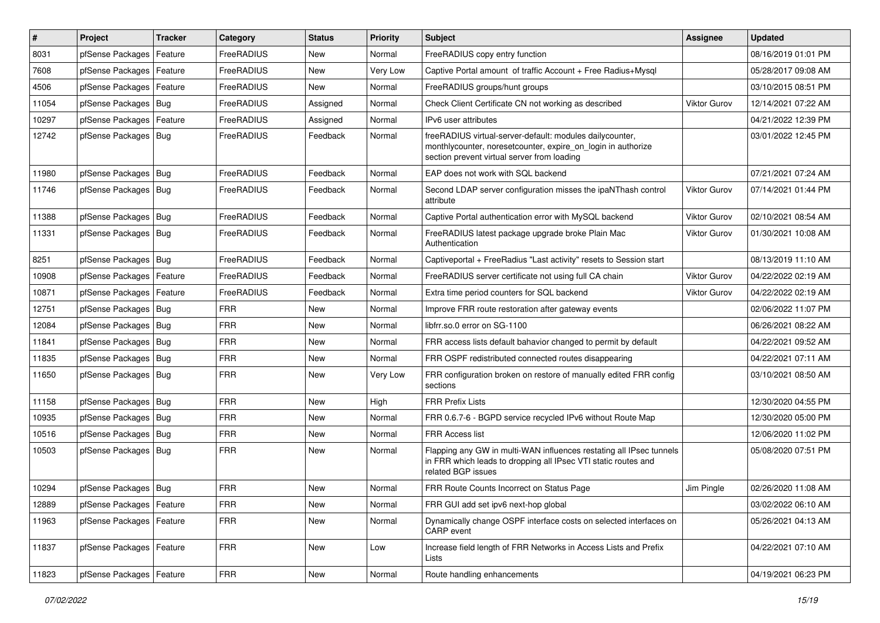| # | Project | Tracker | Category | Status | Priority | Subject | Assignee | Updated |
|---|---|---|---|---|---|---|---|---|
| 8031 | pfSense Packages | Feature | FreeRADIUS | New | Normal | FreeRADIUS copy entry function | | 08/16/2019 01:01 PM |
| 7608 | pfSense Packages | Feature | FreeRADIUS | New | Very Low | Captive Portal amount of traffic Account + Free Radius+Mysql | | 05/28/2017 09:08 AM |
| 4506 | pfSense Packages | Feature | FreeRADIUS | New | Normal | FreeRADIUS groups/hunt groups | | 03/10/2015 08:51 PM |
| 11054 | pfSense Packages | Bug | FreeRADIUS | Assigned | Normal | Check Client Certificate CN not working as described | Viktor Gurov | 12/14/2021 07:22 AM |
| 10297 | pfSense Packages | Feature | FreeRADIUS | Assigned | Normal | IPv6 user attributes | | 04/21/2022 12:39 PM |
| 12742 | pfSense Packages | Bug | FreeRADIUS | Feedback | Normal | freeRADIUS virtual-server-default: modules dailycounter, monthlycounter, noresetcounter, expire_on_login in authorize section prevent virtual server from loading | | 03/01/2022 12:45 PM |
| 11980 | pfSense Packages | Bug | FreeRADIUS | Feedback | Normal | EAP does not work with SQL backend | | 07/21/2021 07:24 AM |
| 11746 | pfSense Packages | Bug | FreeRADIUS | Feedback | Normal | Second LDAP server configuration misses the ipaNThash control attribute | Viktor Gurov | 07/14/2021 01:44 PM |
| 11388 | pfSense Packages | Bug | FreeRADIUS | Feedback | Normal | Captive Portal authentication error with MySQL backend | Viktor Gurov | 02/10/2021 08:54 AM |
| 11331 | pfSense Packages | Bug | FreeRADIUS | Feedback | Normal | FreeRADIUS latest package upgrade broke Plain Mac Authentication | Viktor Gurov | 01/30/2021 10:08 AM |
| 8251 | pfSense Packages | Bug | FreeRADIUS | Feedback | Normal | Captiveportal + FreeRadius "Last activity" resets to Session start | | 08/13/2019 11:10 AM |
| 10908 | pfSense Packages | Feature | FreeRADIUS | Feedback | Normal | FreeRADIUS server certificate not using full CA chain | Viktor Gurov | 04/22/2022 02:19 AM |
| 10871 | pfSense Packages | Feature | FreeRADIUS | Feedback | Normal | Extra time period counters for SQL backend | Viktor Gurov | 04/22/2022 02:19 AM |
| 12751 | pfSense Packages | Bug | FRR | New | Normal | Improve FRR route restoration after gateway events | | 02/06/2022 11:07 PM |
| 12084 | pfSense Packages | Bug | FRR | New | Normal | libfrr.so.0 error on SG-1100 | | 06/26/2021 08:22 AM |
| 11841 | pfSense Packages | Bug | FRR | New | Normal | FRR access lists default bahavior changed to permit by default | | 04/22/2021 09:52 AM |
| 11835 | pfSense Packages | Bug | FRR | New | Normal | FRR OSPF redistributed connected routes disappearing | | 04/22/2021 07:11 AM |
| 11650 | pfSense Packages | Bug | FRR | New | Very Low | FRR configuration broken on restore of manually edited FRR config sections | | 03/10/2021 08:50 AM |
| 11158 | pfSense Packages | Bug | FRR | New | High | FRR Prefix Lists | | 12/30/2020 04:55 PM |
| 10935 | pfSense Packages | Bug | FRR | New | Normal | FRR 0.6.7-6 - BGPD service recycled IPv6 without Route Map | | 12/30/2020 05:00 PM |
| 10516 | pfSense Packages | Bug | FRR | New | Normal | FRR Access list | | 12/06/2020 11:02 PM |
| 10503 | pfSense Packages | Bug | FRR | New | Normal | Flapping any GW in multi-WAN influences restating all IPsec tunnels in FRR which leads to dropping all IPsec VTI static routes and related BGP issues | | 05/08/2020 07:51 PM |
| 10294 | pfSense Packages | Bug | FRR | New | Normal | FRR Route Counts Incorrect on Status Page | Jim Pingle | 02/26/2020 11:08 AM |
| 12889 | pfSense Packages | Feature | FRR | New | Normal | FRR GUI add set ipv6 next-hop global | | 03/02/2022 06:10 AM |
| 11963 | pfSense Packages | Feature | FRR | New | Normal | Dynamically change OSPF interface costs on selected interfaces on CARP event | | 05/26/2021 04:13 AM |
| 11837 | pfSense Packages | Feature | FRR | New | Low | Increase field length of FRR Networks in Access Lists and Prefix Lists | | 04/22/2021 07:10 AM |
| 11823 | pfSense Packages | Feature | FRR | New | Normal | Route handling enhancements | | 04/19/2021 06:23 PM |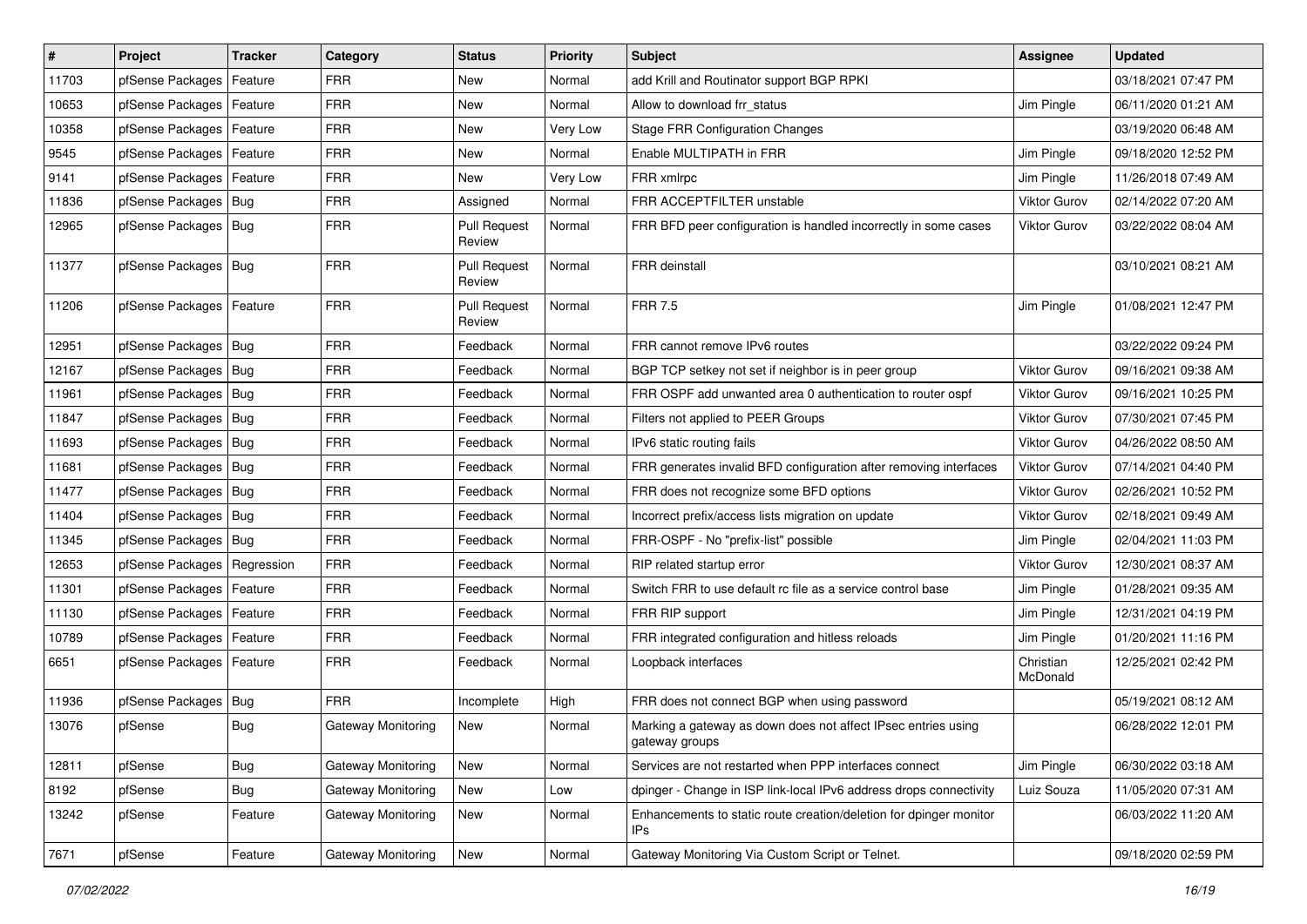| # | Project | Tracker | Category | Status | Priority | Subject | Assignee | Updated |
|---|---|---|---|---|---|---|---|---|
| 11703 | pfSense Packages | Feature | FRR | New | Normal | add Krill and Routinator support BGP RPKI | | 03/18/2021 07:47 PM |
| 10653 | pfSense Packages | Feature | FRR | New | Normal | Allow to download frr_status | Jim Pingle | 06/11/2020 01:21 AM |
| 10358 | pfSense Packages | Feature | FRR | New | Very Low | Stage FRR Configuration Changes | | 03/19/2020 06:48 AM |
| 9545 | pfSense Packages | Feature | FRR | New | Normal | Enable MULTIPATH in FRR | Jim Pingle | 09/18/2020 12:52 PM |
| 9141 | pfSense Packages | Feature | FRR | New | Very Low | FRR xmlrpc | Jim Pingle | 11/26/2018 07:49 AM |
| 11836 | pfSense Packages | Bug | FRR | Assigned | Normal | FRR ACCEPTFILTER unstable | Viktor Gurov | 02/14/2022 07:20 AM |
| 12965 | pfSense Packages | Bug | FRR | Pull Request Review | Normal | FRR BFD peer configuration is handled incorrectly in some cases | Viktor Gurov | 03/22/2022 08:04 AM |
| 11377 | pfSense Packages | Bug | FRR | Pull Request Review | Normal | FRR deinstall | | 03/10/2021 08:21 AM |
| 11206 | pfSense Packages | Feature | FRR | Pull Request Review | Normal | FRR 7.5 | Jim Pingle | 01/08/2021 12:47 PM |
| 12951 | pfSense Packages | Bug | FRR | Feedback | Normal | FRR cannot remove IPv6 routes | | 03/22/2022 09:24 PM |
| 12167 | pfSense Packages | Bug | FRR | Feedback | Normal | BGP TCP setkey not set if neighbor is in peer group | Viktor Gurov | 09/16/2021 09:38 AM |
| 11961 | pfSense Packages | Bug | FRR | Feedback | Normal | FRR OSPF add unwanted area 0 authentication to router ospf | Viktor Gurov | 09/16/2021 10:25 PM |
| 11847 | pfSense Packages | Bug | FRR | Feedback | Normal | Filters not applied to PEER Groups | Viktor Gurov | 07/30/2021 07:45 PM |
| 11693 | pfSense Packages | Bug | FRR | Feedback | Normal | IPv6 static routing fails | Viktor Gurov | 04/26/2022 08:50 AM |
| 11681 | pfSense Packages | Bug | FRR | Feedback | Normal | FRR generates invalid BFD configuration after removing interfaces | Viktor Gurov | 07/14/2021 04:40 PM |
| 11477 | pfSense Packages | Bug | FRR | Feedback | Normal | FRR does not recognize some BFD options | Viktor Gurov | 02/26/2021 10:52 PM |
| 11404 | pfSense Packages | Bug | FRR | Feedback | Normal | Incorrect prefix/access lists migration on update | Viktor Gurov | 02/18/2021 09:49 AM |
| 11345 | pfSense Packages | Bug | FRR | Feedback | Normal | FRR-OSPF - No "prefix-list" possible | Jim Pingle | 02/04/2021 11:03 PM |
| 12653 | pfSense Packages | Regression | FRR | Feedback | Normal | RIP related startup error | Viktor Gurov | 12/30/2021 08:37 AM |
| 11301 | pfSense Packages | Feature | FRR | Feedback | Normal | Switch FRR to use default rc file as a service control base | Jim Pingle | 01/28/2021 09:35 AM |
| 11130 | pfSense Packages | Feature | FRR | Feedback | Normal | FRR RIP support | Jim Pingle | 12/31/2021 04:19 PM |
| 10789 | pfSense Packages | Feature | FRR | Feedback | Normal | FRR integrated configuration and hitless reloads | Jim Pingle | 01/20/2021 11:16 PM |
| 6651 | pfSense Packages | Feature | FRR | Feedback | Normal | Loopback interfaces | Christian McDonald | 12/25/2021 02:42 PM |
| 11936 | pfSense Packages | Bug | FRR | Incomplete | High | FRR does not connect BGP when using password | | 05/19/2021 08:12 AM |
| 13076 | pfSense | Bug | Gateway Monitoring | New | Normal | Marking a gateway as down does not affect IPsec entries using gateway groups | | 06/28/2022 12:01 PM |
| 12811 | pfSense | Bug | Gateway Monitoring | New | Normal | Services are not restarted when PPP interfaces connect | Jim Pingle | 06/30/2022 03:18 AM |
| 8192 | pfSense | Bug | Gateway Monitoring | New | Low | dpinger - Change in ISP link-local IPv6 address drops connectivity | Luiz Souza | 11/05/2020 07:31 AM |
| 13242 | pfSense | Feature | Gateway Monitoring | New | Normal | Enhancements to static route creation/deletion for dpinger monitor IPs | | 06/03/2022 11:20 AM |
| 7671 | pfSense | Feature | Gateway Monitoring | New | Normal | Gateway Monitoring Via Custom Script or Telnet. | | 09/18/2020 02:59 PM |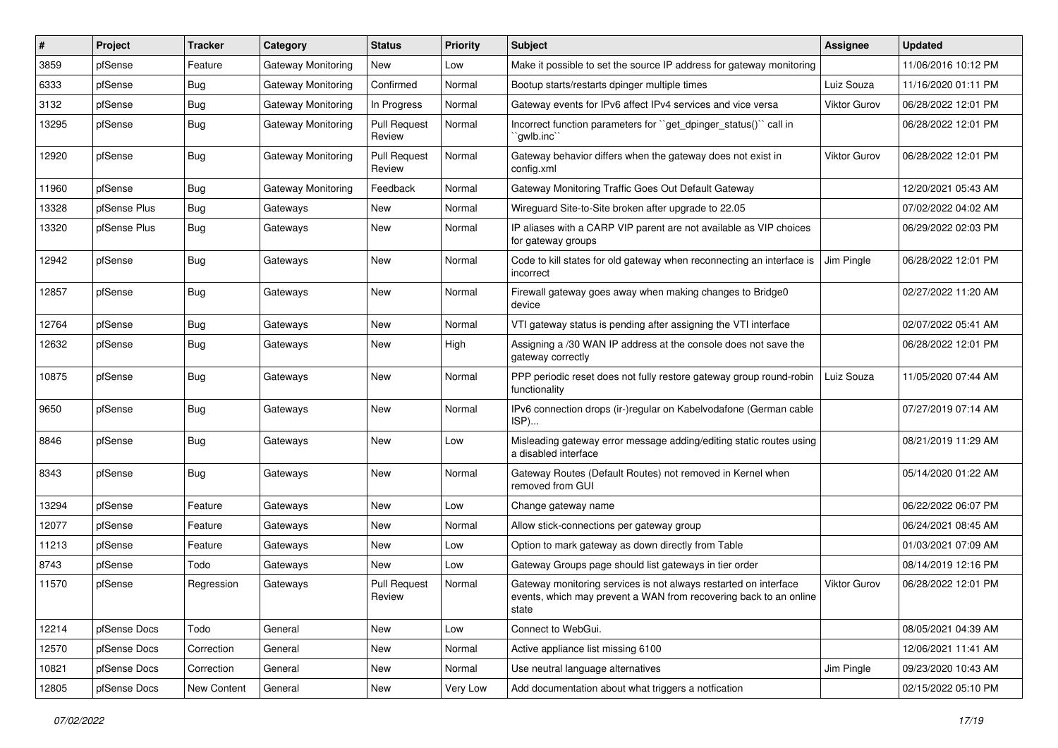| # | Project | Tracker | Category | Status | Priority | Subject | Assignee | Updated |
|---|---|---|---|---|---|---|---|---|
| 3859 | pfSense | Feature | Gateway Monitoring | New | Low | Make it possible to set the source IP address for gateway monitoring | | 11/06/2016 10:12 PM |
| 6333 | pfSense | Bug | Gateway Monitoring | Confirmed | Normal | Bootup starts/restarts dpinger multiple times | Luiz Souza | 11/16/2020 01:11 PM |
| 3132 | pfSense | Bug | Gateway Monitoring | In Progress | Normal | Gateway events for IPv6 affect IPv4 services and vice versa | Viktor Gurov | 06/28/2022 12:01 PM |
| 13295 | pfSense | Bug | Gateway Monitoring | Pull Request Review | Normal | Incorrect function parameters for ``get_dpinger_status()`` call in ``gwlb.inc`` | | 06/28/2022 12:01 PM |
| 12920 | pfSense | Bug | Gateway Monitoring | Pull Request Review | Normal | Gateway behavior differs when the gateway does not exist in config.xml | Viktor Gurov | 06/28/2022 12:01 PM |
| 11960 | pfSense | Bug | Gateway Monitoring | Feedback | Normal | Gateway Monitoring Traffic Goes Out Default Gateway | | 12/20/2021 05:43 AM |
| 13328 | pfSense Plus | Bug | Gateways | New | Normal | Wireguard Site-to-Site broken after upgrade to 22.05 | | 07/02/2022 04:02 AM |
| 13320 | pfSense Plus | Bug | Gateways | New | Normal | IP aliases with a CARP VIP parent are not available as VIP choices for gateway groups | | 06/29/2022 02:03 PM |
| 12942 | pfSense | Bug | Gateways | New | Normal | Code to kill states for old gateway when reconnecting an interface is incorrect | Jim Pingle | 06/28/2022 12:01 PM |
| 12857 | pfSense | Bug | Gateways | New | Normal | Firewall gateway goes away when making changes to Bridge0 device | | 02/27/2022 11:20 AM |
| 12764 | pfSense | Bug | Gateways | New | Normal | VTI gateway status is pending after assigning the VTI interface | | 02/07/2022 05:41 AM |
| 12632 | pfSense | Bug | Gateways | New | High | Assigning a /30 WAN IP address at the console does not save the gateway correctly | | 06/28/2022 12:01 PM |
| 10875 | pfSense | Bug | Gateways | New | Normal | PPP periodic reset does not fully restore gateway group round-robin functionality | Luiz Souza | 11/05/2020 07:44 AM |
| 9650 | pfSense | Bug | Gateways | New | Normal | IPv6 connection drops (ir-)regular on Kabelvodafone (German cable ISP)... | | 07/27/2019 07:14 AM |
| 8846 | pfSense | Bug | Gateways | New | Low | Misleading gateway error message adding/editing static routes using a disabled interface | | 08/21/2019 11:29 AM |
| 8343 | pfSense | Bug | Gateways | New | Normal | Gateway Routes (Default Routes) not removed in Kernel when removed from GUI | | 05/14/2020 01:22 AM |
| 13294 | pfSense | Feature | Gateways | New | Low | Change gateway name | | 06/22/2022 06:07 PM |
| 12077 | pfSense | Feature | Gateways | New | Normal | Allow stick-connections per gateway group | | 06/24/2021 08:45 AM |
| 11213 | pfSense | Feature | Gateways | New | Low | Option to mark gateway as down directly from Table | | 01/03/2021 07:09 AM |
| 8743 | pfSense | Todo | Gateways | New | Low | Gateway Groups page should list gateways in tier order | | 08/14/2019 12:16 PM |
| 11570 | pfSense | Regression | Gateways | Pull Request Review | Normal | Gateway monitoring services is not always restarted on interface events, which may prevent a WAN from recovering back to an online state | Viktor Gurov | 06/28/2022 12:01 PM |
| 12214 | pfSense Docs | Todo | General | New | Low | Connect to WebGui. | | 08/05/2021 04:39 AM |
| 12570 | pfSense Docs | Correction | General | New | Normal | Active appliance list missing 6100 | | 12/06/2021 11:41 AM |
| 10821 | pfSense Docs | Correction | General | New | Normal | Use neutral language alternatives | Jim Pingle | 09/23/2020 10:43 AM |
| 12805 | pfSense Docs | New Content | General | New | Very Low | Add documentation about what triggers a notfication | | 02/15/2022 05:10 PM |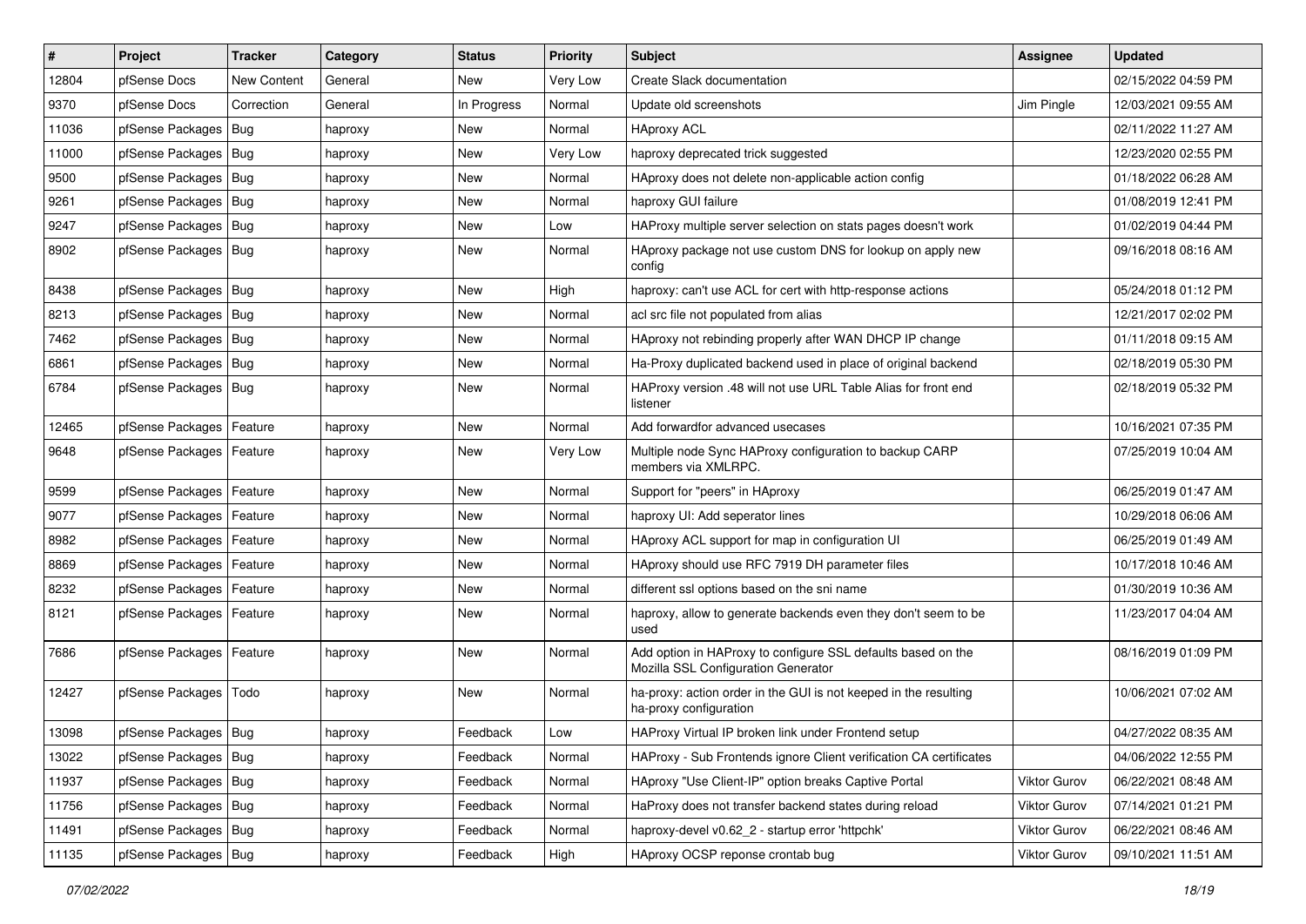| # | Project | Tracker | Category | Status | Priority | Subject | Assignee | Updated |
|---|---|---|---|---|---|---|---|---|
| 12804 | pfSense Docs | New Content | General | New | Very Low | Create Slack documentation | | 02/15/2022 04:59 PM |
| 9370 | pfSense Docs | Correction | General | In Progress | Normal | Update old screenshots | Jim Pingle | 12/03/2021 09:55 AM |
| 11036 | pfSense Packages | Bug | haproxy | New | Normal | HAproxy ACL | | 02/11/2022 11:27 AM |
| 11000 | pfSense Packages | Bug | haproxy | New | Very Low | haproxy deprecated trick suggested | | 12/23/2020 02:55 PM |
| 9500 | pfSense Packages | Bug | haproxy | New | Normal | HAproxy does not delete non-applicable action config | | 01/18/2022 06:28 AM |
| 9261 | pfSense Packages | Bug | haproxy | New | Normal | haproxy GUI failure | | 01/08/2019 12:41 PM |
| 9247 | pfSense Packages | Bug | haproxy | New | Low | HAProxy multiple server selection on stats pages doesn't work | | 01/02/2019 04:44 PM |
| 8902 | pfSense Packages | Bug | haproxy | New | Normal | HAproxy package not use custom DNS for lookup on apply new config | | 09/16/2018 08:16 AM |
| 8438 | pfSense Packages | Bug | haproxy | New | High | haproxy: can't use ACL for cert with http-response actions | | 05/24/2018 01:12 PM |
| 8213 | pfSense Packages | Bug | haproxy | New | Normal | acl src file not populated from alias | | 12/21/2017 02:02 PM |
| 7462 | pfSense Packages | Bug | haproxy | New | Normal | HAproxy not rebinding properly after WAN DHCP IP change | | 01/11/2018 09:15 AM |
| 6861 | pfSense Packages | Bug | haproxy | New | Normal | Ha-Proxy duplicated backend used in place of original backend | | 02/18/2019 05:30 PM |
| 6784 | pfSense Packages | Bug | haproxy | New | Normal | HAProxy version .48 will not use URL Table Alias for front end listener | | 02/18/2019 05:32 PM |
| 12465 | pfSense Packages | Feature | haproxy | New | Normal | Add forwardfor advanced usecases | | 10/16/2021 07:35 PM |
| 9648 | pfSense Packages | Feature | haproxy | New | Very Low | Multiple node Sync HAProxy configuration to backup CARP members via XMLRPC. | | 07/25/2019 10:04 AM |
| 9599 | pfSense Packages | Feature | haproxy | New | Normal | Support for "peers" in HAproxy | | 06/25/2019 01:47 AM |
| 9077 | pfSense Packages | Feature | haproxy | New | Normal | haproxy UI: Add seperator lines | | 10/29/2018 06:06 AM |
| 8982 | pfSense Packages | Feature | haproxy | New | Normal | HAproxy ACL support for map in configuration UI | | 06/25/2019 01:49 AM |
| 8869 | pfSense Packages | Feature | haproxy | New | Normal | HAproxy should use RFC 7919 DH parameter files | | 10/17/2018 10:46 AM |
| 8232 | pfSense Packages | Feature | haproxy | New | Normal | different ssl options based on the sni name | | 01/30/2019 10:36 AM |
| 8121 | pfSense Packages | Feature | haproxy | New | Normal | haproxy, allow to generate backends even they don't seem to be used | | 11/23/2017 04:04 AM |
| 7686 | pfSense Packages | Feature | haproxy | New | Normal | Add option in HAProxy to configure SSL defaults based on the Mozilla SSL Configuration Generator | | 08/16/2019 01:09 PM |
| 12427 | pfSense Packages | Todo | haproxy | New | Normal | ha-proxy: action order in the GUI is not keeped in the resulting ha-proxy configuration | | 10/06/2021 07:02 AM |
| 13098 | pfSense Packages | Bug | haproxy | Feedback | Low | HAProxy Virtual IP broken link under Frontend setup | | 04/27/2022 08:35 AM |
| 13022 | pfSense Packages | Bug | haproxy | Feedback | Normal | HAProxy - Sub Frontends ignore Client verification CA certificates | | 04/06/2022 12:55 PM |
| 11937 | pfSense Packages | Bug | haproxy | Feedback | Normal | HAproxy "Use Client-IP" option breaks Captive Portal | Viktor Gurov | 06/22/2021 08:48 AM |
| 11756 | pfSense Packages | Bug | haproxy | Feedback | Normal | HaProxy does not transfer backend states during reload | Viktor Gurov | 07/14/2021 01:21 PM |
| 11491 | pfSense Packages | Bug | haproxy | Feedback | Normal | haproxy-devel v0.62_2 - startup error 'httpchk' | Viktor Gurov | 06/22/2021 08:46 AM |
| 11135 | pfSense Packages | Bug | haproxy | Feedback | High | HAproxy OCSP reponse crontab bug | Viktor Gurov | 09/10/2021 11:51 AM |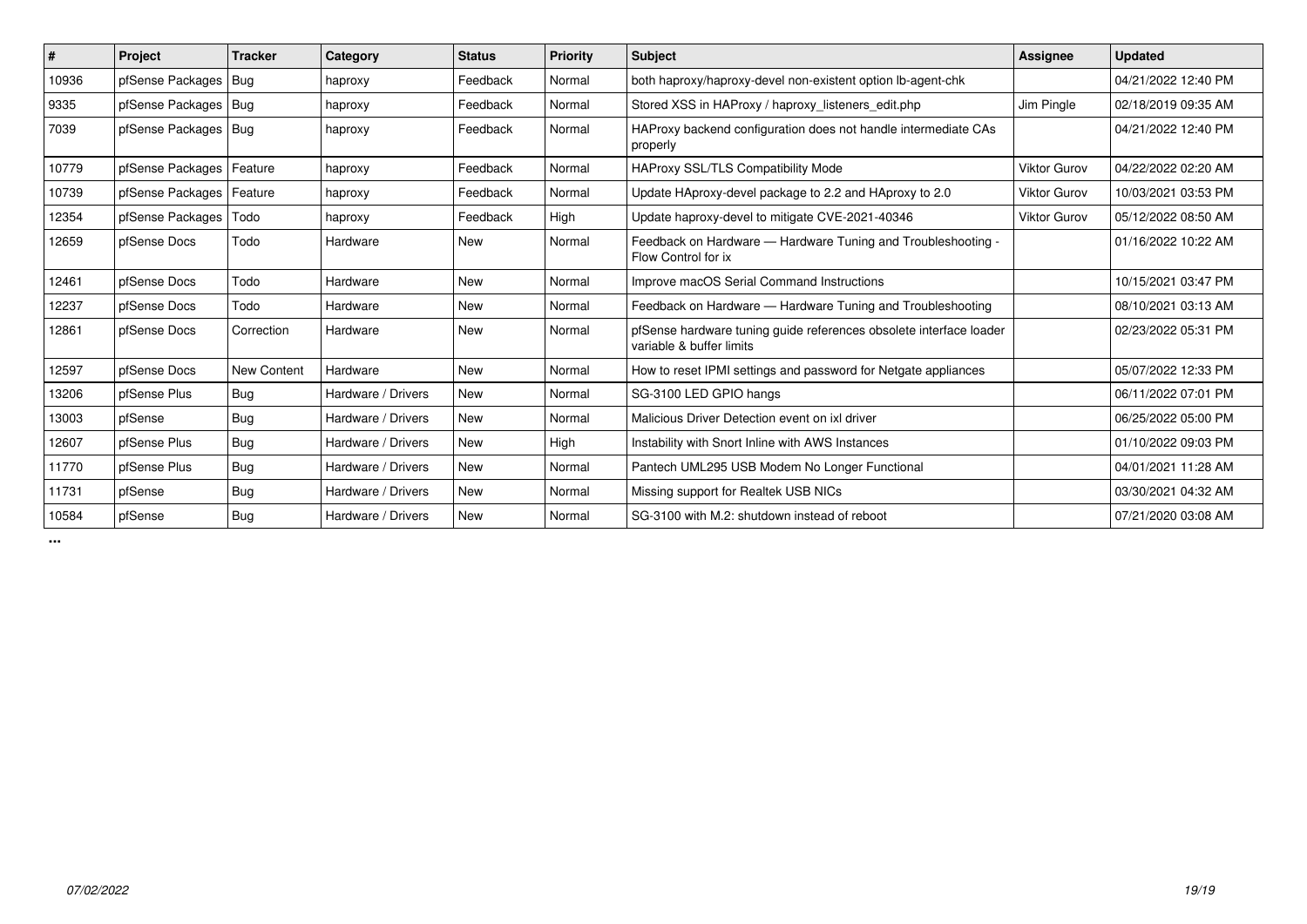| # | Project | Tracker | Category | Status | Priority | Subject | Assignee | Updated |
|---|---|---|---|---|---|---|---|---|
| 10936 | pfSense Packages | Bug | haproxy | Feedback | Normal | both haproxy/haproxy-devel non-existent option lb-agent-chk | | 04/21/2022 12:40 PM |
| 9335 | pfSense Packages | Bug | haproxy | Feedback | Normal | Stored XSS in HAProxy / haproxy_listeners_edit.php | Jim Pingle | 02/18/2019 09:35 AM |
| 7039 | pfSense Packages | Bug | haproxy | Feedback | Normal | HAProxy backend configuration does not handle intermediate CAs properly | | 04/21/2022 12:40 PM |
| 10779 | pfSense Packages | Feature | haproxy | Feedback | Normal | HAProxy SSL/TLS Compatibility Mode | Viktor Gurov | 04/22/2022 02:20 AM |
| 10739 | pfSense Packages | Feature | haproxy | Feedback | Normal | Update HAproxy-devel package to 2.2 and HAproxy to 2.0 | Viktor Gurov | 10/03/2021 03:53 PM |
| 12354 | pfSense Packages | Todo | haproxy | Feedback | High | Update haproxy-devel to mitigate CVE-2021-40346 | Viktor Gurov | 05/12/2022 08:50 AM |
| 12659 | pfSense Docs | Todo | Hardware | New | Normal | Feedback on Hardware — Hardware Tuning and Troubleshooting - Flow Control for ix | | 01/16/2022 10:22 AM |
| 12461 | pfSense Docs | Todo | Hardware | New | Normal | Improve macOS Serial Command Instructions | | 10/15/2021 03:47 PM |
| 12237 | pfSense Docs | Todo | Hardware | New | Normal | Feedback on Hardware — Hardware Tuning and Troubleshooting | | 08/10/2021 03:13 AM |
| 12861 | pfSense Docs | Correction | Hardware | New | Normal | pfSense hardware tuning guide references obsolete interface loader variable & buffer limits | | 02/23/2022 05:31 PM |
| 12597 | pfSense Docs | New Content | Hardware | New | Normal | How to reset IPMI settings and password for Netgate appliances | | 05/07/2022 12:33 PM |
| 13206 | pfSense Plus | Bug | Hardware / Drivers | New | Normal | SG-3100 LED GPIO hangs | | 06/11/2022 07:01 PM |
| 13003 | pfSense | Bug | Hardware / Drivers | New | Normal | Malicious Driver Detection event on ixl driver | | 06/25/2022 05:00 PM |
| 12607 | pfSense Plus | Bug | Hardware / Drivers | New | High | Instability with Snort Inline with AWS Instances | | 01/10/2022 09:03 PM |
| 11770 | pfSense Plus | Bug | Hardware / Drivers | New | Normal | Pantech UML295 USB Modem No Longer Functional | | 04/01/2021 11:28 AM |
| 11731 | pfSense | Bug | Hardware / Drivers | New | Normal | Missing support for Realtek USB NICs | | 03/30/2021 04:32 AM |
| 10584 | pfSense | Bug | Hardware / Drivers | New | Normal | SG-3100 with M.2: shutdown instead of reboot | | 07/21/2020 03:08 AM |

...